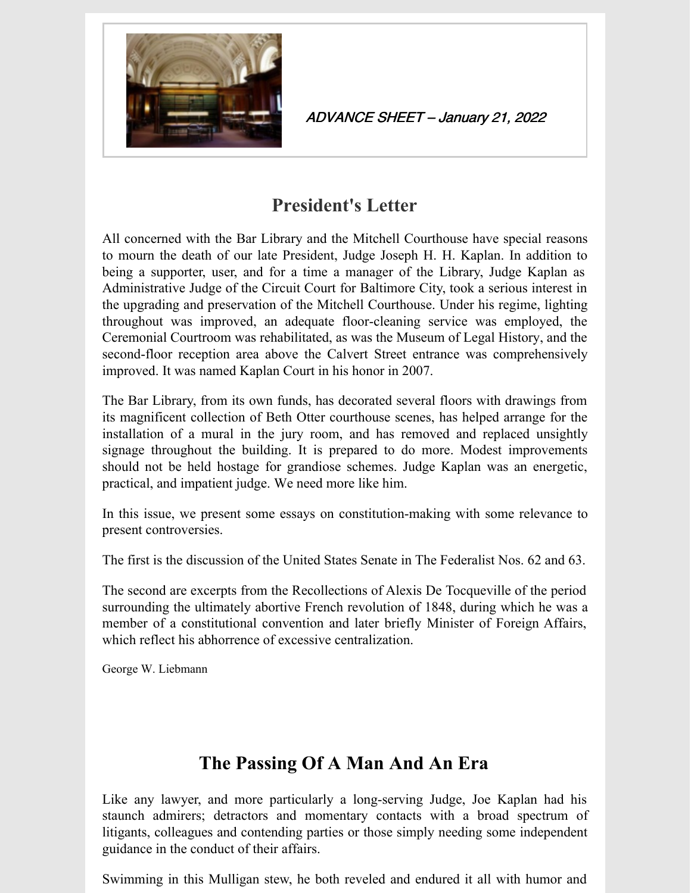*ADVANCE SHEET – January 21, 2022*

## President's Letter

All concerned with the Bar Library and the Mitchell Courthouse have special reasons to mourn the death of our late President, Judge Joseph H. H. Kaplan. In addition to being a supporter, user, and for a time a manager of the Library, Judge Kaplan as Administrative Judge of the Circuit Court for Baltimore City, took a serious interest in the upgrading and preservation of the Mitchell Courthouse. Under his regime, lighting throughout was improved, an adequate floor-cleaning service was employed, the Ceremonial Courtroom was rehabilitated, as was the Museum of Legal History, and the second-floor reception area above the Calvert Street entrance was comprehensively improved. It was named Kaplan Court in his honor in 2007.

The Bar Library, from its own funds, has decorated several floors with drawings from its magnificent collection of Beth Otter courthouse scenes, has helped arrange for the installation of a mural in the jury room, and has removed and replaced unsightly signage throughout the building. It is prepared to do more. Modest improvements should not be held hostage for grandiose schemes. Judge Kaplan was an energetic, practical, and impatient judge. We need more like him.

In this issue, we present some essays on constitution-making with some relevance to present controversies.

The first is the discussion of the United States Senate in The Federalist Nos. 62 and 63.

The second are excerpts from the Recollections of Alexis De Tocqueville of the period surrounding the ultimately abortive French revolution of 1848, during which he was a member of a constitutional convention and later briefly Minister of Foreign Affairs, which reflect his abhorrence of excessive centralization.

George W. Liebmann

## The Passing Of A Man And An Era

Like any lawyer, and more particularly a long-serving Judge, Joe Kaplan had his staunch admirers; detractors and momentary contacts with a broad spectrum of litigants, colleagues and contending parties or those simply needing some independent guidance in the conduct of their affairs.

Swimming in this Mulligan stew, he both reveled and endured it all with humor and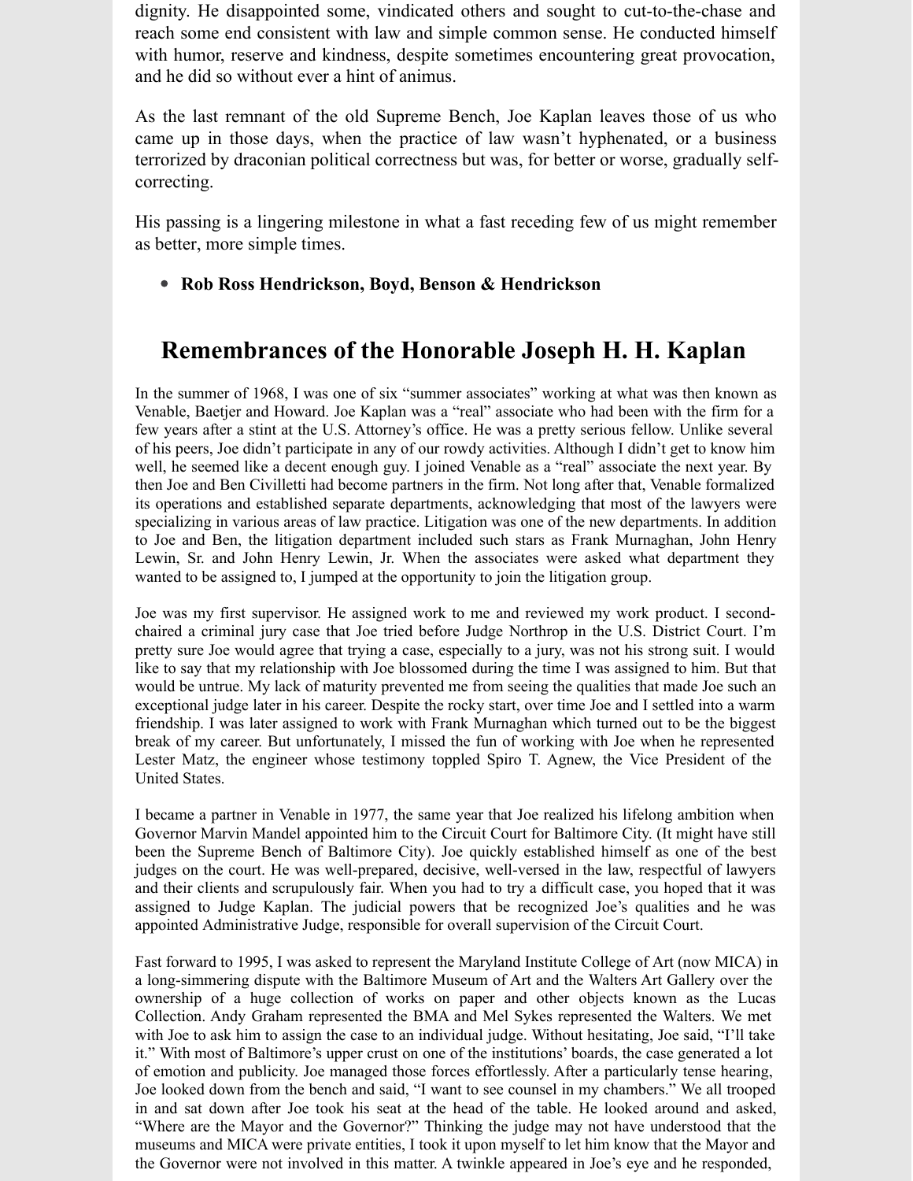dignity. He disappointed some, vindicated others and sought to cut-to-the-chase and reach some end consistent with law and simple common sense. He conducted himself with humor, reserve and kindness, despite sometimes encountering great provocation, and he did so without ever a hint of animus.

As the last remnant of the old Supreme Bench, Joe Kaplan leaves those of us who came up in those days, when the practice of law wasn't hyphenated, or a business terrorized by draconian political correctness but was, for better or worse, gradually self-correcting.

His passing is a lingering milestone in what a fast receding few of us might remember as better, more simple times.

- **Rob Ross Hendrickson, Boyd, Benson & Hendrickson**

## Remembrances of the Honorable Joseph H. H. Kaplan

In the summer of 1968, I was one of six "summer associates" working at what was then known as Venable, Baetjer and Howard. Joe Kaplan was a "real" associate who had been with the firm for a few years after a stint at the U.S. Attorney's office. He was a pretty serious fellow. Unlike several of his peers, Joe didn't participate in any of our rowdy activities. Although I didn't get to know him well, he seemed like a decent enough guy. I joined Venable as a "real" associate the next year. By then Joe and Ben Civilletti had become partners in the firm. Not long after that, Venable formalized its operations and established separate departments, acknowledging that most of the lawyers were specializing in various areas of law practice. Litigation was one of the new departments. In addition to Joe and Ben, the litigation department included such stars as Frank Murnaghan, John Henry Lewin, Sr. and John Henry Lewin, Jr. When the associates were asked what department they wanted to be assigned to, I jumped at the opportunity to join the litigation group.

Joe was my first supervisor. He assigned work to me and reviewed my work product. I second-chaired a criminal jury case that Joe tried before Judge Northrop in the U.S. District Court. I'm pretty sure Joe would agree that trying a case, especially to a jury, was not his strong suit. I would like to say that my relationship with Joe blossomed during the time I was assigned to him. But that would be untrue. My lack of maturity prevented me from seeing the qualities that made Joe such an exceptional judge later in his career. Despite the rocky start, over time Joe and I settled into a warm friendship. I was later assigned to work with Frank Murnaghan which turned out to be the biggest break of my career. But unfortunately, I missed the fun of working with Joe when he represented Lester Matz, the engineer whose testimony toppled Spiro T. Agnew, the Vice President of the United States.

I became a partner in Venable in 1977, the same year that Joe realized his lifelong ambition when Governor Marvin Mandel appointed him to the Circuit Court for Baltimore City. (It might have still been the Supreme Bench of Baltimore City). Joe quickly established himself as one of the best judges on the court. He was well-prepared, decisive, well-versed in the law, respectful of lawyers and their clients and scrupulously fair. When you had to try a difficult case, you hoped that it was assigned to Judge Kaplan. The judicial powers that be recognized Joe's qualities and he was appointed Administrative Judge, responsible for overall supervision of the Circuit Court.

Fast forward to 1995, I was asked to represent the Maryland Institute College of Art (now MICA) in a long-simmering dispute with the Baltimore Museum of Art and the Walters Art Gallery over the ownership of a huge collection of works on paper and other objects known as the Lucas Collection. Andy Graham represented the BMA and Mel Sykes represented the Walters. We met with Joe to ask him to assign the case to an individual judge. Without hesitating, Joe said, "I'll take it." With most of Baltimore's upper crust on one of the institutions' boards, the case generated a lot of emotion and publicity. Joe managed those forces effortlessly. After a particularly tense hearing, Joe looked down from the bench and said, "I want to see counsel in my chambers." We all trooped in and sat down after Joe took his seat at the head of the table. He looked around and asked, "Where are the Mayor and the Governor?" Thinking the judge may not have understood that the museums and MICA were private entities, I took it upon myself to let him know that the Mayor and the Governor were not involved in this matter. A twinkle appeared in Joe's eye and he responded,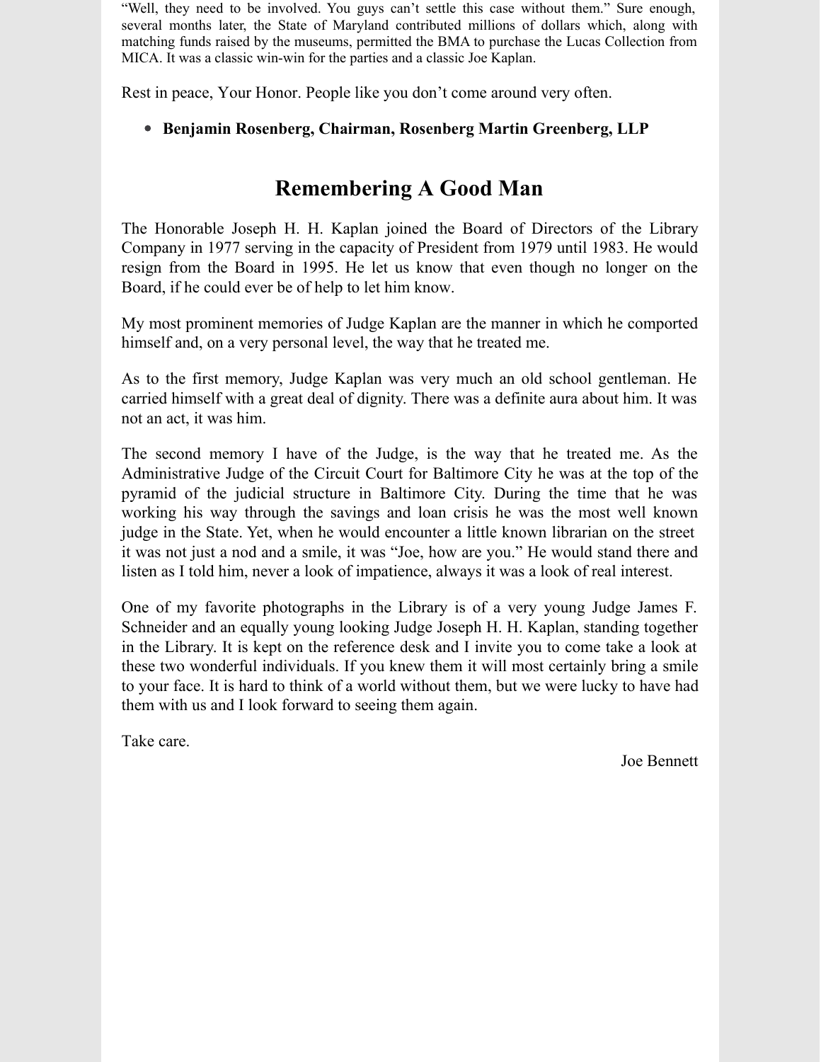"Well, they need to be involved. You guys can't settle this case without them." Sure enough, several months later, the State of Maryland contributed millions of dollars which, along with matching funds raised by the museums, permitted the BMA to purchase the Lucas Collection from MICA. It was a classic win-win for the parties and a classic Joe Kaplan.

Rest in peace, Your Honor. People like you don't come around very often.

- **Benjamin Rosenberg, Chairman, Rosenberg Martin Greenberg, LLP**

## Remembering A Good Man

The Honorable Joseph H. H. Kaplan joined the Board of Directors of the Library Company in 1977 serving in the capacity of President from 1979 until 1983. He would resign from the Board in 1995. He let us know that even though no longer on the Board, if he could ever be of help to let him know.

My most prominent memories of Judge Kaplan are the manner in which he comported himself and, on a very personal level, the way that he treated me.

As to the first memory, Judge Kaplan was very much an old school gentleman. He carried himself with a great deal of dignity. There was a definite aura about him. It was not an act, it was him.

The second memory I have of the Judge, is the way that he treated me. As the Administrative Judge of the Circuit Court for Baltimore City he was at the top of the pyramid of the judicial structure in Baltimore City. During the time that he was working his way through the savings and loan crisis he was the most well known judge in the State. Yet, when he would encounter a little known librarian on the street it was not just a nod and a smile, it was "Joe, how are you." He would stand there and listen as I told him, never a look of impatience, always it was a look of real interest.

One of my favorite photographs in the Library is of a very young Judge James F. Schneider and an equally young looking Judge Joseph H. H. Kaplan, standing together in the Library. It is kept on the reference desk and I invite you to come take a look at these two wonderful individuals. If you knew them it will most certainly bring a smile to your face. It is hard to think of a world without them, but we were lucky to have had them with us and I look forward to seeing them again.

Take care.

Joe Bennett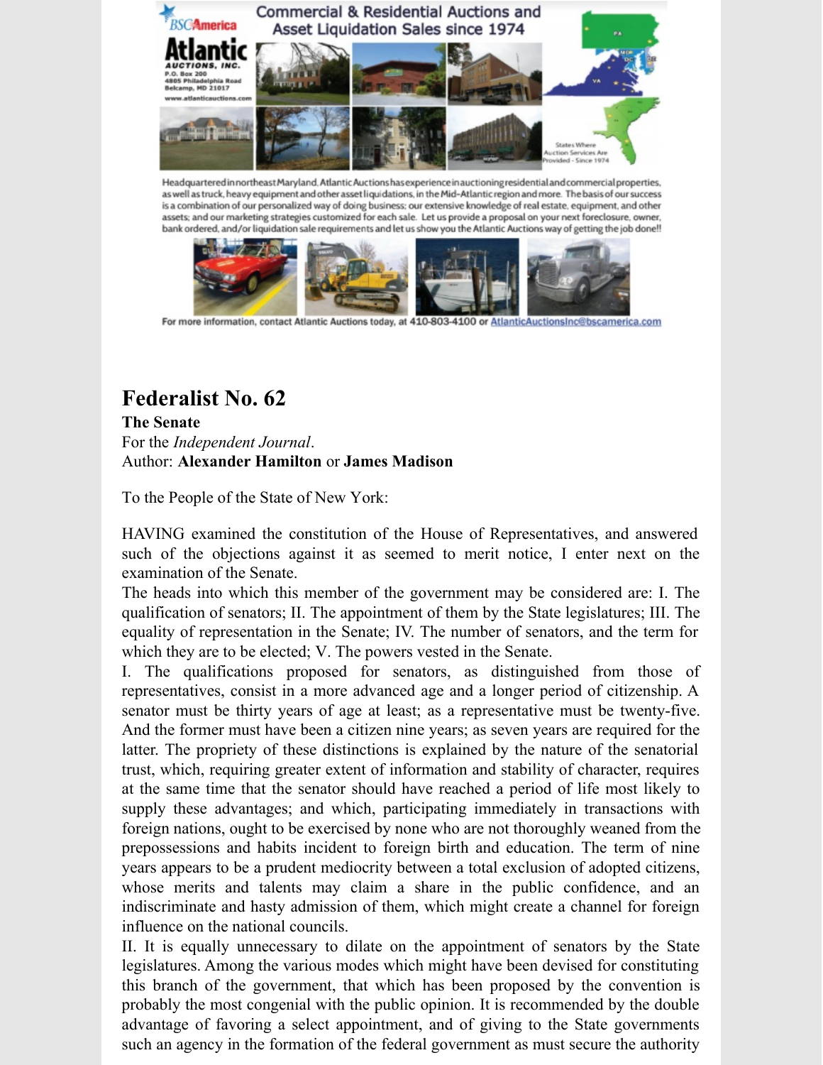# Federalist No. 62

**The Senate**

For the *Independent Journal*.

Author: **Alexander Hamilton** or **James Madison**

To the People of the State of New York:

HAVING examined the constitution of the House of Representatives, and answered such of the objections against it as seemed to merit notice, I enter next on the examination of the Senate.

The heads into which this member of the government may be considered are: I. The qualification of senators; II. The appointment of them by the State legislatures; III. The equality of representation in the Senate; IV. The number of senators, and the term for which they are to be elected; V. The powers vested in the Senate.

I. The qualifications proposed for senators, as distinguished from those of representatives, consist in a more advanced age and a longer period of citizenship. A senator must be thirty years of age at least; as a representative must be twenty-five. And the former must have been a citizen nine years; as seven years are required for the latter. The propriety of these distinctions is explained by the nature of the senatorial trust, which, requiring greater extent of information and stability of character, requires at the same time that the senator should have reached a period of life most likely to supply these advantages; and which, participating immediately in transactions with foreign nations, ought to be exercised by none who are not thoroughly weaned from the prepossessions and habits incident to foreign birth and education. The term of nine years appears to be a prudent mediocrity between a total exclusion of adopted citizens, whose merits and talents may claim a share in the public confidence, and an indiscriminate and hasty admission of them, which might create a channel for foreign influence on the national councils.

II. It is equally unnecessary to dilate on the appointment of senators by the State legislatures. Among the various modes which might have been devised for constituting this branch of the government, that which has been proposed by the convention is probably the most congenial with the public opinion. It is recommended by the double advantage of favoring a select appointment, and of giving to the State governments such an agency in the formation of the federal government as must secure the authority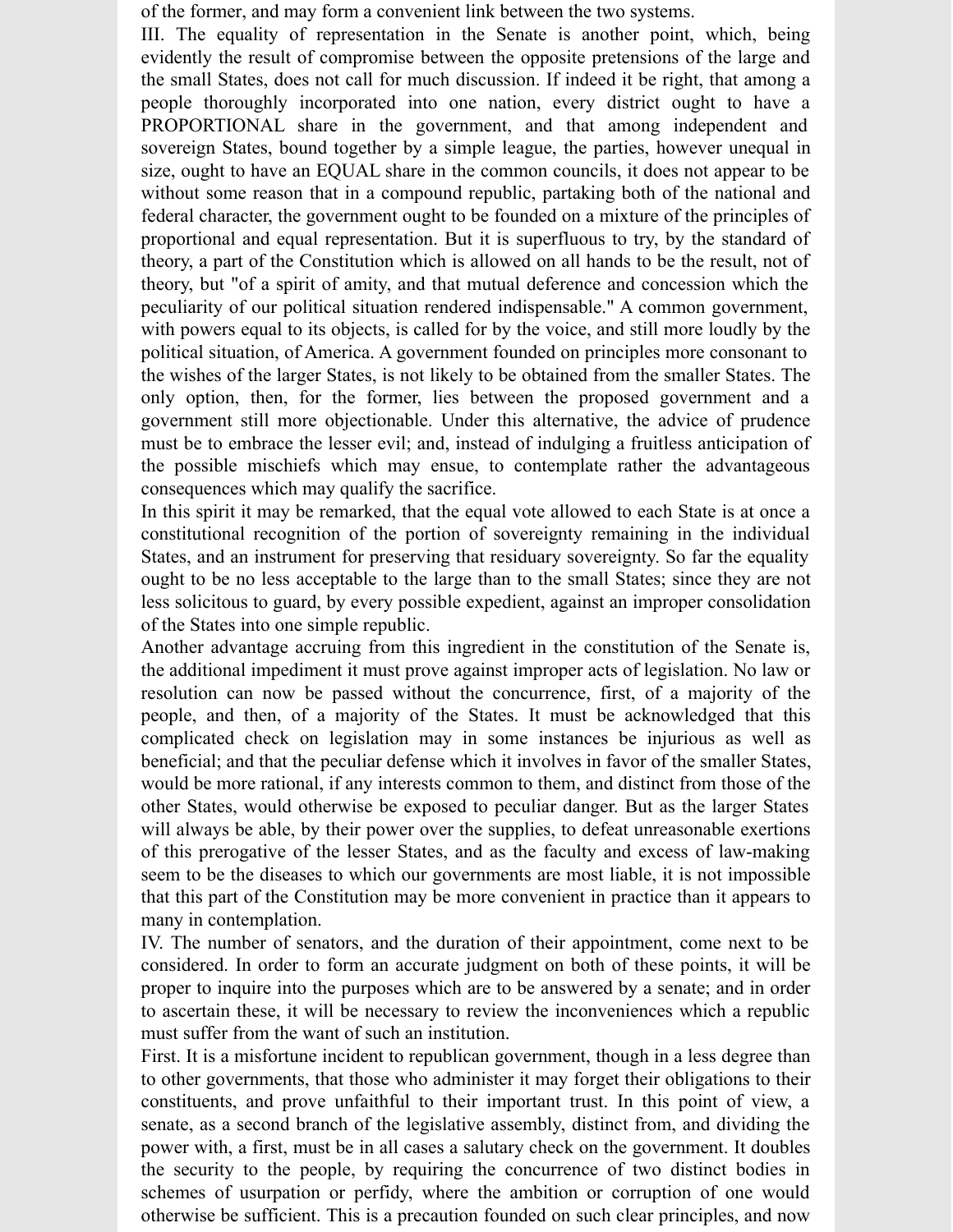of the former, and may form a convenient link between the two systems.

III. The equality of representation in the Senate is another point, which, being evidently the result of compromise between the opposite pretensions of the large and the small States, does not call for much discussion. If indeed it be right, that among a people thoroughly incorporated into one nation, every district ought to have a PROPORTIONAL share in the government, and that among independent and sovereign States, bound together by a simple league, the parties, however unequal in size, ought to have an EQUAL share in the common councils, it does not appear to be without some reason that in a compound republic, partaking both of the national and federal character, the government ought to be founded on a mixture of the principles of proportional and equal representation. But it is superfluous to try, by the standard of theory, a part of the Constitution which is allowed on all hands to be the result, not of theory, but "of a spirit of amity, and that mutual deference and concession which the peculiarity of our political situation rendered indispensable." A common government, with powers equal to its objects, is called for by the voice, and still more loudly by the political situation, of America. A government founded on principles more consonant to the wishes of the larger States, is not likely to be obtained from the smaller States. The only option, then, for the former, lies between the proposed government and a government still more objectionable. Under this alternative, the advice of prudence must be to embrace the lesser evil; and, instead of indulging a fruitless anticipation of the possible mischiefs which may ensue, to contemplate rather the advantageous consequences which may qualify the sacrifice.

In this spirit it may be remarked, that the equal vote allowed to each State is at once a constitutional recognition of the portion of sovereignty remaining in the individual States, and an instrument for preserving that residuary sovereignty. So far the equality ought to be no less acceptable to the large than to the small States; since they are not less solicitous to guard, by every possible expedient, against an improper consolidation of the States into one simple republic.

Another advantage accruing from this ingredient in the constitution of the Senate is, the additional impediment it must prove against improper acts of legislation. No law or resolution can now be passed without the concurrence, first, of a majority of the people, and then, of a majority of the States. It must be acknowledged that this complicated check on legislation may in some instances be injurious as well as beneficial; and that the peculiar defense which it involves in favor of the smaller States, would be more rational, if any interests common to them, and distinct from those of the other States, would otherwise be exposed to peculiar danger. But as the larger States will always be able, by their power over the supplies, to defeat unreasonable exertions of this prerogative of the lesser States, and as the faculty and excess of law-making seem to be the diseases to which our governments are most liable, it is not impossible that this part of the Constitution may be more convenient in practice than it appears to many in contemplation.

IV. The number of senators, and the duration of their appointment, come next to be considered. In order to form an accurate judgment on both of these points, it will be proper to inquire into the purposes which are to be answered by a senate; and in order to ascertain these, it will be necessary to review the inconveniences which a republic must suffer from the want of such an institution.

First. It is a misfortune incident to republican government, though in a less degree than to other governments, that those who administer it may forget their obligations to their constituents, and prove unfaithful to their important trust. In this point of view, a senate, as a second branch of the legislative assembly, distinct from, and dividing the power with, a first, must be in all cases a salutary check on the government. It doubles the security to the people, by requiring the concurrence of two distinct bodies in schemes of usurpation or perfidy, where the ambition or corruption of one would otherwise be sufficient. This is a precaution founded on such clear principles, and now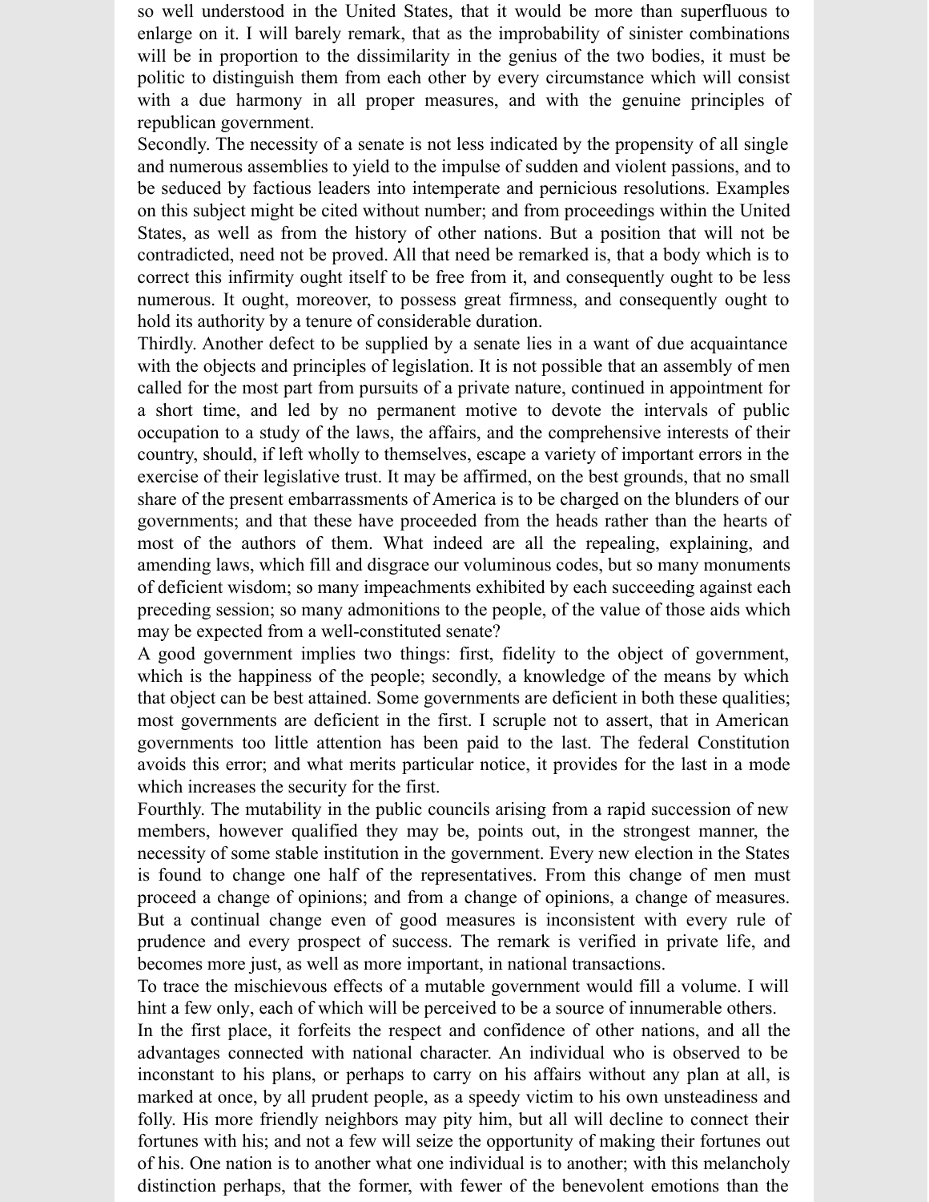so well understood in the United States, that it would be more than superfluous to enlarge on it. I will barely remark, that as the improbability of sinister combinations will be in proportion to the dissimilarity in the genius of the two bodies, it must be politic to distinguish them from each other by every circumstance which will consist with a due harmony in all proper measures, and with the genuine principles of republican government.

Secondly. The necessity of a senate is not less indicated by the propensity of all single and numerous assemblies to yield to the impulse of sudden and violent passions, and to be seduced by factious leaders into intemperate and pernicious resolutions. Examples on this subject might be cited without number; and from proceedings within the United States, as well as from the history of other nations. But a position that will not be contradicted, need not be proved. All that need be remarked is, that a body which is to correct this infirmity ought itself to be free from it, and consequently ought to be less numerous. It ought, moreover, to possess great firmness, and consequently ought to hold its authority by a tenure of considerable duration.

Thirdly. Another defect to be supplied by a senate lies in a want of due acquaintance with the objects and principles of legislation. It is not possible that an assembly of men called for the most part from pursuits of a private nature, continued in appointment for a short time, and led by no permanent motive to devote the intervals of public occupation to a study of the laws, the affairs, and the comprehensive interests of their country, should, if left wholly to themselves, escape a variety of important errors in the exercise of their legislative trust. It may be affirmed, on the best grounds, that no small share of the present embarrassments of America is to be charged on the blunders of our governments; and that these have proceeded from the heads rather than the hearts of most of the authors of them. What indeed are all the repealing, explaining, and amending laws, which fill and disgrace our voluminous codes, but so many monuments of deficient wisdom; so many impeachments exhibited by each succeeding against each preceding session; so many admonitions to the people, of the value of those aids which may be expected from a well-constituted senate?

A good government implies two things: first, fidelity to the object of government, which is the happiness of the people; secondly, a knowledge of the means by which that object can be best attained. Some governments are deficient in both these qualities; most governments are deficient in the first. I scruple not to assert, that in American governments too little attention has been paid to the last. The federal Constitution avoids this error; and what merits particular notice, it provides for the last in a mode which increases the security for the first.

Fourthly. The mutability in the public councils arising from a rapid succession of new members, however qualified they may be, points out, in the strongest manner, the necessity of some stable institution in the government. Every new election in the States is found to change one half of the representatives. From this change of men must proceed a change of opinions; and from a change of opinions, a change of measures. But a continual change even of good measures is inconsistent with every rule of prudence and every prospect of success. The remark is verified in private life, and becomes more just, as well as more important, in national transactions.

To trace the mischievous effects of a mutable government would fill a volume. I will hint a few only, each of which will be perceived to be a source of innumerable others.

In the first place, it forfeits the respect and confidence of other nations, and all the advantages connected with national character. An individual who is observed to be inconstant to his plans, or perhaps to carry on his affairs without any plan at all, is marked at once, by all prudent people, as a speedy victim to his own unsteadiness and folly. His more friendly neighbors may pity him, but all will decline to connect their fortunes with his; and not a few will seize the opportunity of making their fortunes out of his. One nation is to another what one individual is to another; with this melancholy distinction perhaps, that the former, with fewer of the benevolent emotions than the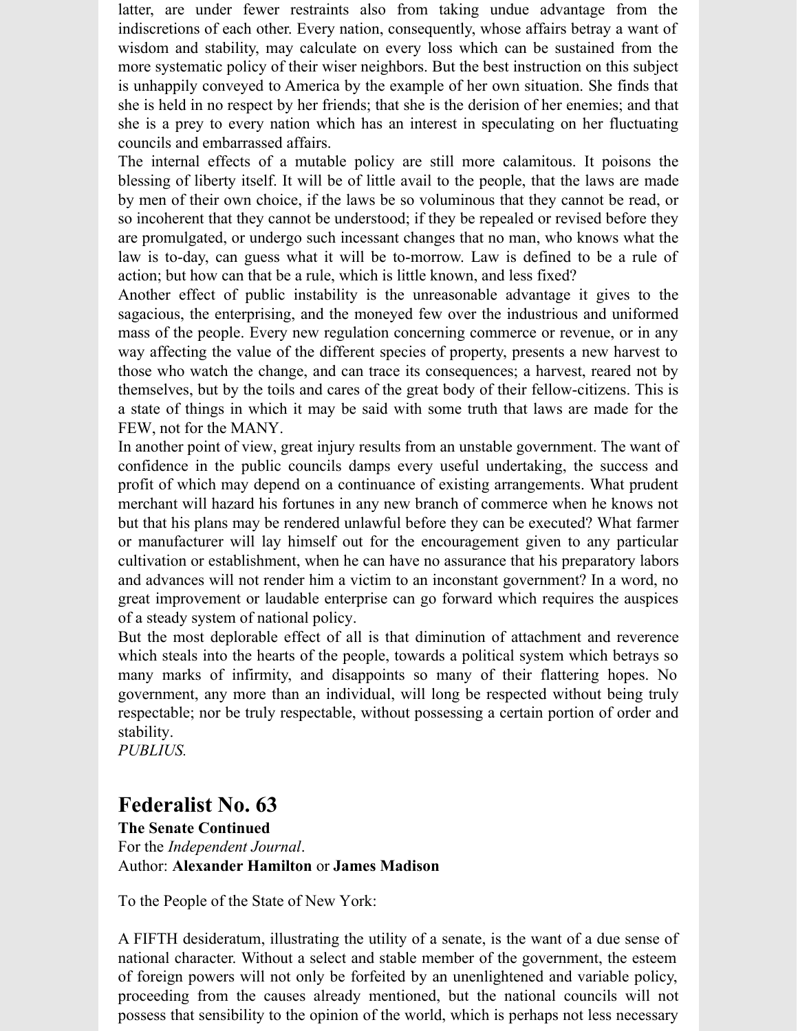latter, are under fewer restraints also from taking undue advantage from the indiscretions of each other. Every nation, consequently, whose affairs betray a want of wisdom and stability, may calculate on every loss which can be sustained from the more systematic policy of their wiser neighbors. But the best instruction on this subject is unhappily conveyed to America by the example of her own situation. She finds that she is held in no respect by her friends; that she is the derision of her enemies; and that she is a prey to every nation which has an interest in speculating on her fluctuating councils and embarrassed affairs.

The internal effects of a mutable policy are still more calamitous. It poisons the blessing of liberty itself. It will be of little avail to the people, that the laws are made by men of their own choice, if the laws be so voluminous that they cannot be read, or so incoherent that they cannot be understood; if they be repealed or revised before they are promulgated, or undergo such incessant changes that no man, who knows what the law is to-day, can guess what it will be to-morrow. Law is defined to be a rule of action; but how can that be a rule, which is little known, and less fixed?

Another effect of public instability is the unreasonable advantage it gives to the sagacious, the enterprising, and the moneyed few over the industrious and uniformed mass of the people. Every new regulation concerning commerce or revenue, or in any way affecting the value of the different species of property, presents a new harvest to those who watch the change, and can trace its consequences; a harvest, reared not by themselves, but by the toils and cares of the great body of their fellow-citizens. This is a state of things in which it may be said with some truth that laws are made for the FEW, not for the MANY.

In another point of view, great injury results from an unstable government. The want of confidence in the public councils damps every useful undertaking, the success and profit of which may depend on a continuance of existing arrangements. What prudent merchant will hazard his fortunes in any new branch of commerce when he knows not but that his plans may be rendered unlawful before they can be executed? What farmer or manufacturer will lay himself out for the encouragement given to any particular cultivation or establishment, when he can have no assurance that his preparatory labors and advances will not render him a victim to an inconstant government? In a word, no great improvement or laudable enterprise can go forward which requires the auspices of a steady system of national policy.

But the most deplorable effect of all is that diminution of attachment and reverence which steals into the hearts of the people, towards a political system which betrays so many marks of infirmity, and disappoints so many of their flattering hopes. No government, any more than an individual, will long be respected without being truly respectable; nor be truly respectable, without possessing a certain portion of order and stability.

*PUBLIUS.*

## Federalist No. 63

**The Senate Continued**

For the *Independent Journal*.

Author: **Alexander Hamilton** or **James Madison**

To the People of the State of New York:

A FIFTH desideratum, illustrating the utility of a senate, is the want of a due sense of national character. Without a select and stable member of the government, the esteem of foreign powers will not only be forfeited by an unenlightened and variable policy, proceeding from the causes already mentioned, but the national councils will not possess that sensibility to the opinion of the world, which is perhaps not less necessary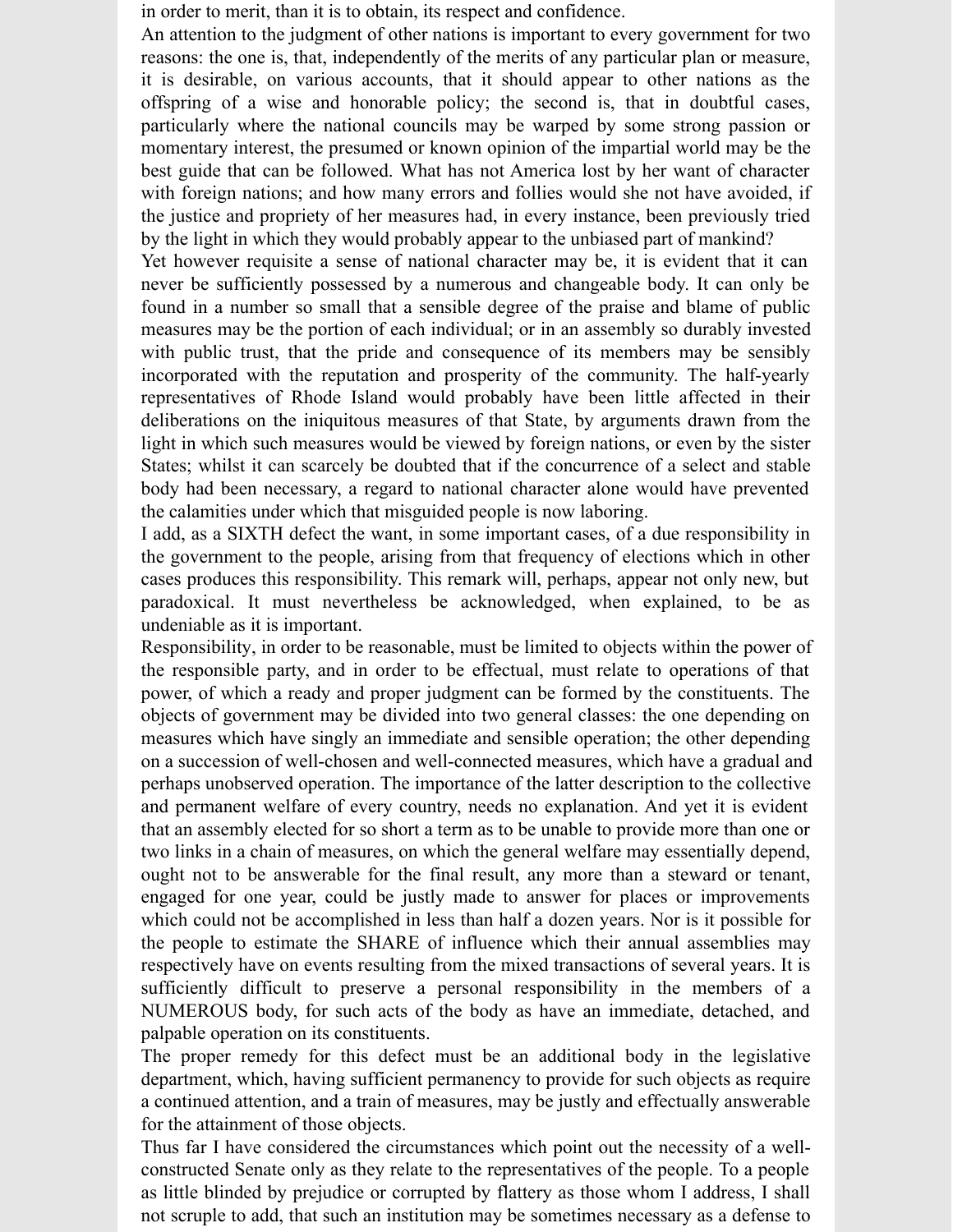in order to merit, than it is to obtain, its respect and confidence.

An attention to the judgment of other nations is important to every government for two reasons: the one is, that, independently of the merits of any particular plan or measure, it is desirable, on various accounts, that it should appear to other nations as the offspring of a wise and honorable policy; the second is, that in doubtful cases, particularly where the national councils may be warped by some strong passion or momentary interest, the presumed or known opinion of the impartial world may be the best guide that can be followed. What has not America lost by her want of character with foreign nations; and how many errors and follies would she not have avoided, if the justice and propriety of her measures had, in every instance, been previously tried by the light in which they would probably appear to the unbiased part of mankind?

Yet however requisite a sense of national character may be, it is evident that it can never be sufficiently possessed by a numerous and changeable body. It can only be found in a number so small that a sensible degree of the praise and blame of public measures may be the portion of each individual; or in an assembly so durably invested with public trust, that the pride and consequence of its members may be sensibly incorporated with the reputation and prosperity of the community. The half-yearly representatives of Rhode Island would probably have been little affected in their deliberations on the iniquitous measures of that State, by arguments drawn from the light in which such measures would be viewed by foreign nations, or even by the sister States; whilst it can scarcely be doubted that if the concurrence of a select and stable body had been necessary, a regard to national character alone would have prevented the calamities under which that misguided people is now laboring.

I add, as a SIXTH defect the want, in some important cases, of a due responsibility in the government to the people, arising from that frequency of elections which in other cases produces this responsibility. This remark will, perhaps, appear not only new, but paradoxical. It must nevertheless be acknowledged, when explained, to be as undeniable as it is important.

Responsibility, in order to be reasonable, must be limited to objects within the power of the responsible party, and in order to be effectual, must relate to operations of that power, of which a ready and proper judgment can be formed by the constituents. The objects of government may be divided into two general classes: the one depending on measures which have singly an immediate and sensible operation; the other depending on a succession of well-chosen and well-connected measures, which have a gradual and perhaps unobserved operation. The importance of the latter description to the collective and permanent welfare of every country, needs no explanation. And yet it is evident that an assembly elected for so short a term as to be unable to provide more than one or two links in a chain of measures, on which the general welfare may essentially depend, ought not to be answerable for the final result, any more than a steward or tenant, engaged for one year, could be justly made to answer for places or improvements which could not be accomplished in less than half a dozen years. Nor is it possible for the people to estimate the SHARE of influence which their annual assemblies may respectively have on events resulting from the mixed transactions of several years. It is sufficiently difficult to preserve a personal responsibility in the members of a NUMEROUS body, for such acts of the body as have an immediate, detached, and palpable operation on its constituents.

The proper remedy for this defect must be an additional body in the legislative department, which, having sufficient permanency to provide for such objects as require a continued attention, and a train of measures, may be justly and effectually answerable for the attainment of those objects.

Thus far I have considered the circumstances which point out the necessity of a well-constructed Senate only as they relate to the representatives of the people. To a people as little blinded by prejudice or corrupted by flattery as those whom I address, I shall not scruple to add, that such an institution may be sometimes necessary as a defense to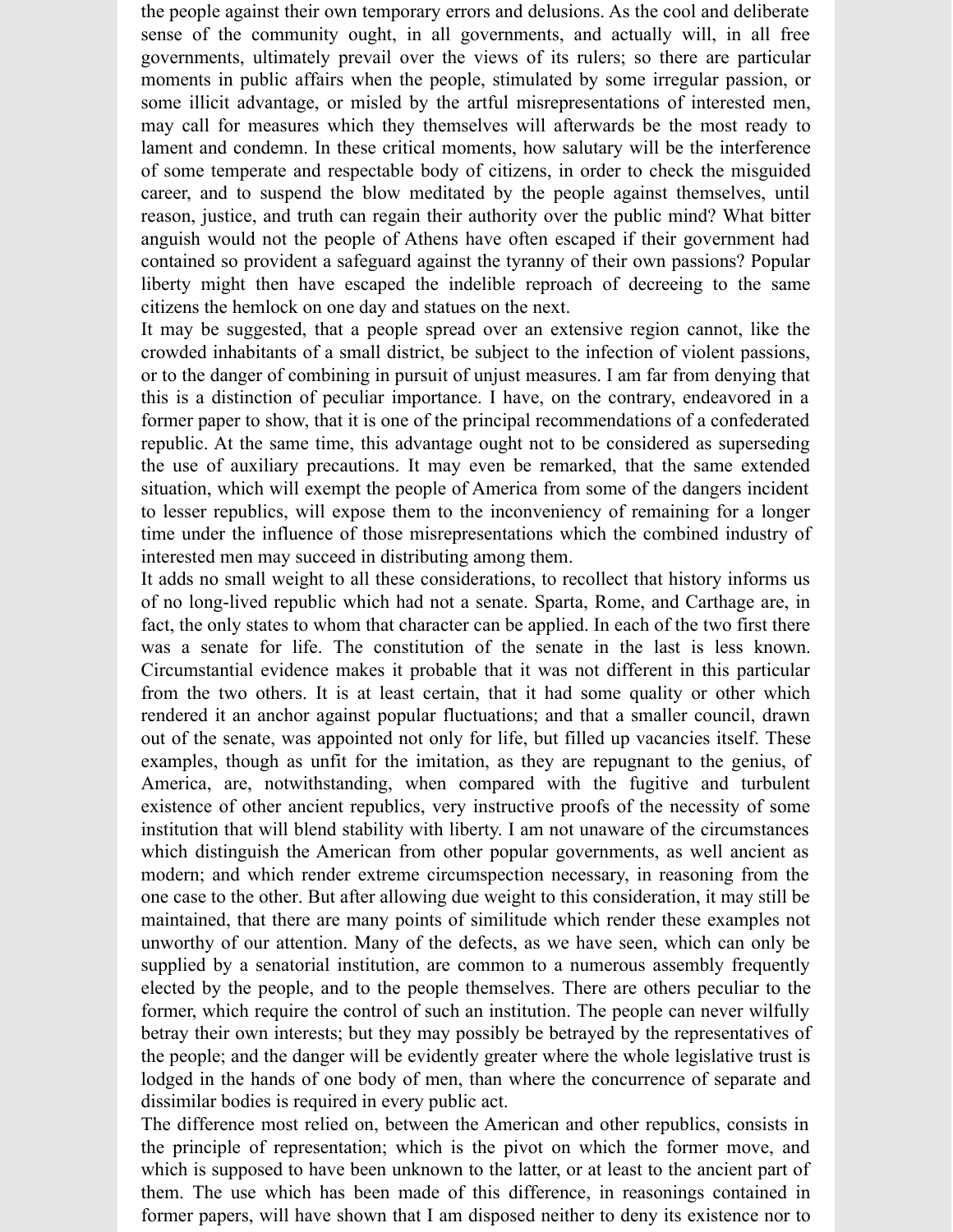the people against their own temporary errors and delusions. As the cool and deliberate sense of the community ought, in all governments, and actually will, in all free governments, ultimately prevail over the views of its rulers; so there are particular moments in public affairs when the people, stimulated by some irregular passion, or some illicit advantage, or misled by the artful misrepresentations of interested men, may call for measures which they themselves will afterwards be the most ready to lament and condemn. In these critical moments, how salutary will be the interference of some temperate and respectable body of citizens, in order to check the misguided career, and to suspend the blow meditated by the people against themselves, until reason, justice, and truth can regain their authority over the public mind? What bitter anguish would not the people of Athens have often escaped if their government had contained so provident a safeguard against the tyranny of their own passions? Popular liberty might then have escaped the indelible reproach of decreeing to the same citizens the hemlock on one day and statues on the next.

It may be suggested, that a people spread over an extensive region cannot, like the crowded inhabitants of a small district, be subject to the infection of violent passions, or to the danger of combining in pursuit of unjust measures. I am far from denying that this is a distinction of peculiar importance. I have, on the contrary, endeavored in a former paper to show, that it is one of the principal recommendations of a confederated republic. At the same time, this advantage ought not to be considered as superseding the use of auxiliary precautions. It may even be remarked, that the same extended situation, which will exempt the people of America from some of the dangers incident to lesser republics, will expose them to the inconveniency of remaining for a longer time under the influence of those misrepresentations which the combined industry of interested men may succeed in distributing among them.

It adds no small weight to all these considerations, to recollect that history informs us of no long-lived republic which had not a senate. Sparta, Rome, and Carthage are, in fact, the only states to whom that character can be applied. In each of the two first there was a senate for life. The constitution of the senate in the last is less known. Circumstantial evidence makes it probable that it was not different in this particular from the two others. It is at least certain, that it had some quality or other which rendered it an anchor against popular fluctuations; and that a smaller council, drawn out of the senate, was appointed not only for life, but filled up vacancies itself. These examples, though as unfit for the imitation, as they are repugnant to the genius, of America, are, notwithstanding, when compared with the fugitive and turbulent existence of other ancient republics, very instructive proofs of the necessity of some institution that will blend stability with liberty. I am not unaware of the circumstances which distinguish the American from other popular governments, as well ancient as modern; and which render extreme circumspection necessary, in reasoning from the one case to the other. But after allowing due weight to this consideration, it may still be maintained, that there are many points of similitude which render these examples not unworthy of our attention. Many of the defects, as we have seen, which can only be supplied by a senatorial institution, are common to a numerous assembly frequently elected by the people, and to the people themselves. There are others peculiar to the former, which require the control of such an institution. The people can never wilfully betray their own interests; but they may possibly be betrayed by the representatives of the people; and the danger will be evidently greater where the whole legislative trust is lodged in the hands of one body of men, than where the concurrence of separate and dissimilar bodies is required in every public act.

The difference most relied on, between the American and other republics, consists in the principle of representation; which is the pivot on which the former move, and which is supposed to have been unknown to the latter, or at least to the ancient part of them. The use which has been made of this difference, in reasonings contained in former papers, will have shown that I am disposed neither to deny its existence nor to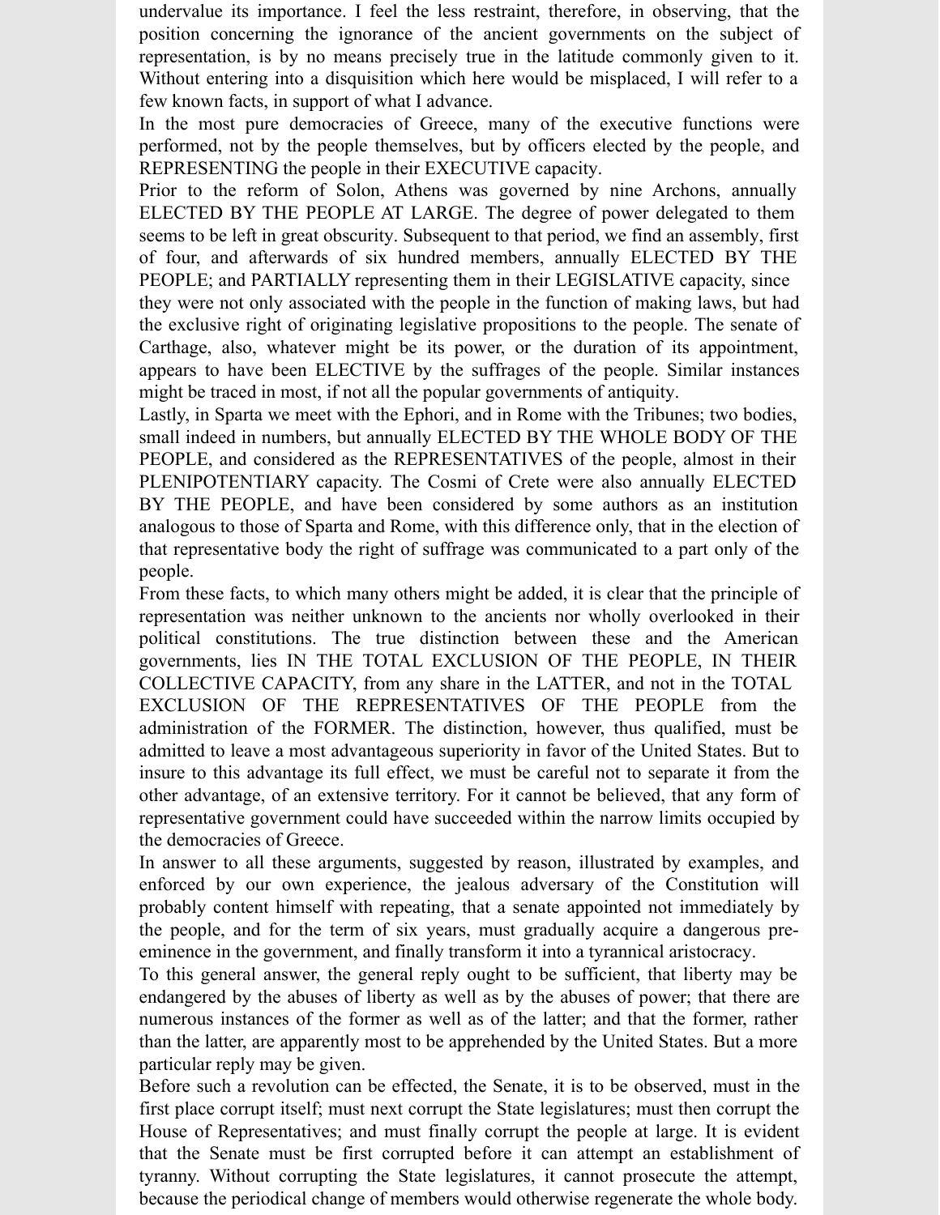undervalue its importance. I feel the less restraint, therefore, in observing, that the position concerning the ignorance of the ancient governments on the subject of representation, is by no means precisely true in the latitude commonly given to it. Without entering into a disquisition which here would be misplaced, I will refer to a few known facts, in support of what I advance.

In the most pure democracies of Greece, many of the executive functions were performed, not by the people themselves, but by officers elected by the people, and REPRESENTING the people in their EXECUTIVE capacity.

Prior to the reform of Solon, Athens was governed by nine Archons, annually ELECTED BY THE PEOPLE AT LARGE. The degree of power delegated to them seems to be left in great obscurity. Subsequent to that period, we find an assembly, first of four, and afterwards of six hundred members, annually ELECTED BY THE PEOPLE; and PARTIALLY representing them in their LEGISLATIVE capacity, since they were not only associated with the people in the function of making laws, but had the exclusive right of originating legislative propositions to the people. The senate of Carthage, also, whatever might be its power, or the duration of its appointment, appears to have been ELECTIVE by the suffrages of the people. Similar instances might be traced in most, if not all the popular governments of antiquity.

Lastly, in Sparta we meet with the Ephori, and in Rome with the Tribunes; two bodies, small indeed in numbers, but annually ELECTED BY THE WHOLE BODY OF THE PEOPLE, and considered as the REPRESENTATIVES of the people, almost in their PLENIPOTENTIARY capacity. The Cosmi of Crete were also annually ELECTED BY THE PEOPLE, and have been considered by some authors as an institution analogous to those of Sparta and Rome, with this difference only, that in the election of that representative body the right of suffrage was communicated to a part only of the people.

From these facts, to which many others might be added, it is clear that the principle of representation was neither unknown to the ancients nor wholly overlooked in their political constitutions. The true distinction between these and the American governments, lies IN THE TOTAL EXCLUSION OF THE PEOPLE, IN THEIR COLLECTIVE CAPACITY, from any share in the LATTER, and not in the TOTAL EXCLUSION OF THE REPRESENTATIVES OF THE PEOPLE from the administration of the FORMER. The distinction, however, thus qualified, must be admitted to leave a most advantageous superiority in favor of the United States. But to insure to this advantage its full effect, we must be careful not to separate it from the other advantage, of an extensive territory. For it cannot be believed, that any form of representative government could have succeeded within the narrow limits occupied by the democracies of Greece.

In answer to all these arguments, suggested by reason, illustrated by examples, and enforced by our own experience, the jealous adversary of the Constitution will probably content himself with repeating, that a senate appointed not immediately by the people, and for the term of six years, must gradually acquire a dangerous pre-eminence in the government, and finally transform it into a tyrannical aristocracy.

To this general answer, the general reply ought to be sufficient, that liberty may be endangered by the abuses of liberty as well as by the abuses of power; that there are numerous instances of the former as well as of the latter; and that the former, rather than the latter, are apparently most to be apprehended by the United States. But a more particular reply may be given.

Before such a revolution can be effected, the Senate, it is to be observed, must in the first place corrupt itself; must next corrupt the State legislatures; must then corrupt the House of Representatives; and must finally corrupt the people at large. It is evident that the Senate must be first corrupted before it can attempt an establishment of tyranny. Without corrupting the State legislatures, it cannot prosecute the attempt, because the periodical change of members would otherwise regenerate the whole body.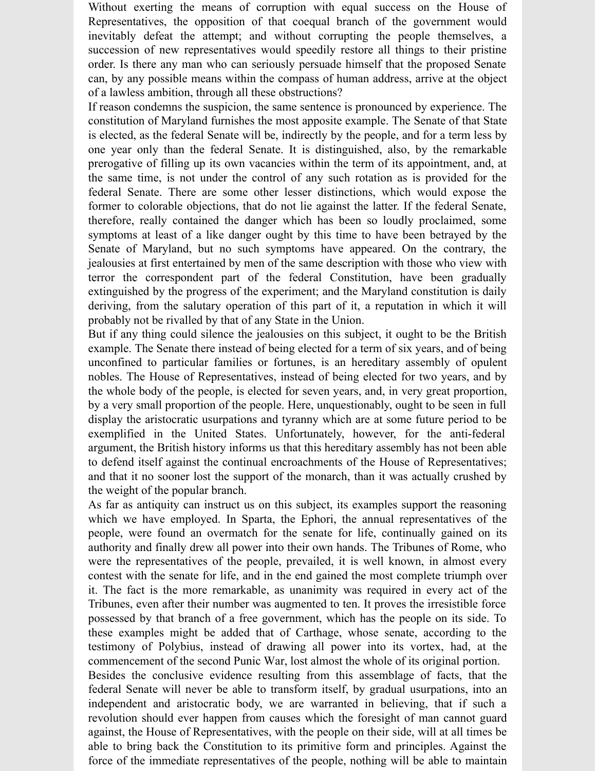Without exerting the means of corruption with equal success on the House of Representatives, the opposition of that coequal branch of the government would inevitably defeat the attempt; and without corrupting the people themselves, a succession of new representatives would speedily restore all things to their pristine order. Is there any man who can seriously persuade himself that the proposed Senate can, by any possible means within the compass of human address, arrive at the object of a lawless ambition, through all these obstructions?

If reason condemns the suspicion, the same sentence is pronounced by experience. The constitution of Maryland furnishes the most apposite example. The Senate of that State is elected, as the federal Senate will be, indirectly by the people, and for a term less by one year only than the federal Senate. It is distinguished, also, by the remarkable prerogative of filling up its own vacancies within the term of its appointment, and, at the same time, is not under the control of any such rotation as is provided for the federal Senate. There are some other lesser distinctions, which would expose the former to colorable objections, that do not lie against the latter. If the federal Senate, therefore, really contained the danger which has been so loudly proclaimed, some symptoms at least of a like danger ought by this time to have been betrayed by the Senate of Maryland, but no such symptoms have appeared. On the contrary, the jealousies at first entertained by men of the same description with those who view with terror the correspondent part of the federal Constitution, have been gradually extinguished by the progress of the experiment; and the Maryland constitution is daily deriving, from the salutary operation of this part of it, a reputation in which it will probably not be rivalled by that of any State in the Union.

But if any thing could silence the jealousies on this subject, it ought to be the British example. The Senate there instead of being elected for a term of six years, and of being unconfined to particular families or fortunes, is an hereditary assembly of opulent nobles. The House of Representatives, instead of being elected for two years, and by the whole body of the people, is elected for seven years, and, in very great proportion, by a very small proportion of the people. Here, unquestionably, ought to be seen in full display the aristocratic usurpations and tyranny which are at some future period to be exemplified in the United States. Unfortunately, however, for the anti-federal argument, the British history informs us that this hereditary assembly has not been able to defend itself against the continual encroachments of the House of Representatives; and that it no sooner lost the support of the monarch, than it was actually crushed by the weight of the popular branch.

As far as antiquity can instruct us on this subject, its examples support the reasoning which we have employed. In Sparta, the Ephori, the annual representatives of the people, were found an overmatch for the senate for life, continually gained on its authority and finally drew all power into their own hands. The Tribunes of Rome, who were the representatives of the people, prevailed, it is well known, in almost every contest with the senate for life, and in the end gained the most complete triumph over it. The fact is the more remarkable, as unanimity was required in every act of the Tribunes, even after their number was augmented to ten. It proves the irresistible force possessed by that branch of a free government, which has the people on its side. To these examples might be added that of Carthage, whose senate, according to the testimony of Polybius, instead of drawing all power into its vortex, had, at the commencement of the second Punic War, lost almost the whole of its original portion.

Besides the conclusive evidence resulting from this assemblage of facts, that the federal Senate will never be able to transform itself, by gradual usurpations, into an independent and aristocratic body, we are warranted in believing, that if such a revolution should ever happen from causes which the foresight of man cannot guard against, the House of Representatives, with the people on their side, will at all times be able to bring back the Constitution to its primitive form and principles. Against the force of the immediate representatives of the people, nothing will be able to maintain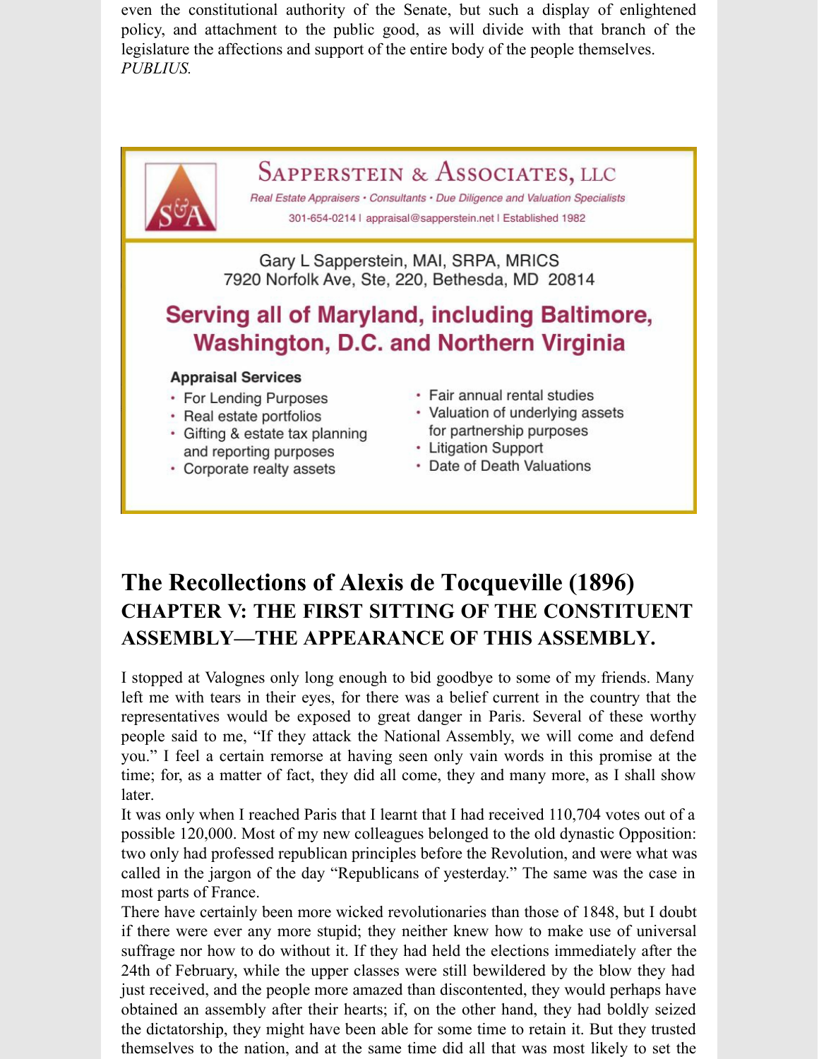even the constitutional authority of the Senate, but such a display of enlightened policy, and attachment to the public good, as will divide with that branch of the legislature the affections and support of the entire body of the people themselves.
*PUBLIUS.*

SAPPERSTEIN & ASSOCIATES, LLC

*Real Estate Appraisers • Consultants • Due Diligence and Valuation Specialists*

301-654-0214 | appraisal@sapperstein.net | Established 1982

Gary L Sapperstein, MAI, SRPA, MRICS
7920 Norfolk Ave, Ste, 220, Bethesda, MD 20814

**Serving all of Maryland, including Baltimore, Washington, D.C. and Northern Virginia**

**Appraisal Services**

- For Lending Purposes
- Real estate portfolios
- Gifting & estate tax planning and reporting purposes
- Corporate realty assets
- Fair annual rental studies
- Valuation of underlying assets for partnership purposes
- Litigation Support
- Date of Death Valuations

# The Recollections of Alexis de Tocqueville (1896)

## CHAPTER V: THE FIRST SITTING OF THE CONSTITUENT ASSEMBLY—THE APPEARANCE OF THIS ASSEMBLY.

I stopped at Valognes only long enough to bid goodbye to some of my friends. Many left me with tears in their eyes, for there was a belief current in the country that the representatives would be exposed to great danger in Paris. Several of these worthy people said to me, "If they attack the National Assembly, we will come and defend you." I feel a certain remorse at having seen only vain words in this promise at the time; for, as a matter of fact, they did all come, they and many more, as I shall show later.

It was only when I reached Paris that I learnt that I had received 110,704 votes out of a possible 120,000. Most of my new colleagues belonged to the old dynastic Opposition: two only had professed republican principles before the Revolution, and were what was called in the jargon of the day "Republicans of yesterday." The same was the case in most parts of France.

There have certainly been more wicked revolutionaries than those of 1848, but I doubt if there were ever any more stupid; they neither knew how to make use of universal suffrage nor how to do without it. If they had held the elections immediately after the 24th of February, while the upper classes were still bewildered by the blow they had just received, and the people more amazed than discontented, they would perhaps have obtained an assembly after their hearts; if, on the other hand, they had boldly seized the dictatorship, they might have been able for some time to retain it. But they trusted themselves to the nation, and at the same time did all that was most likely to set the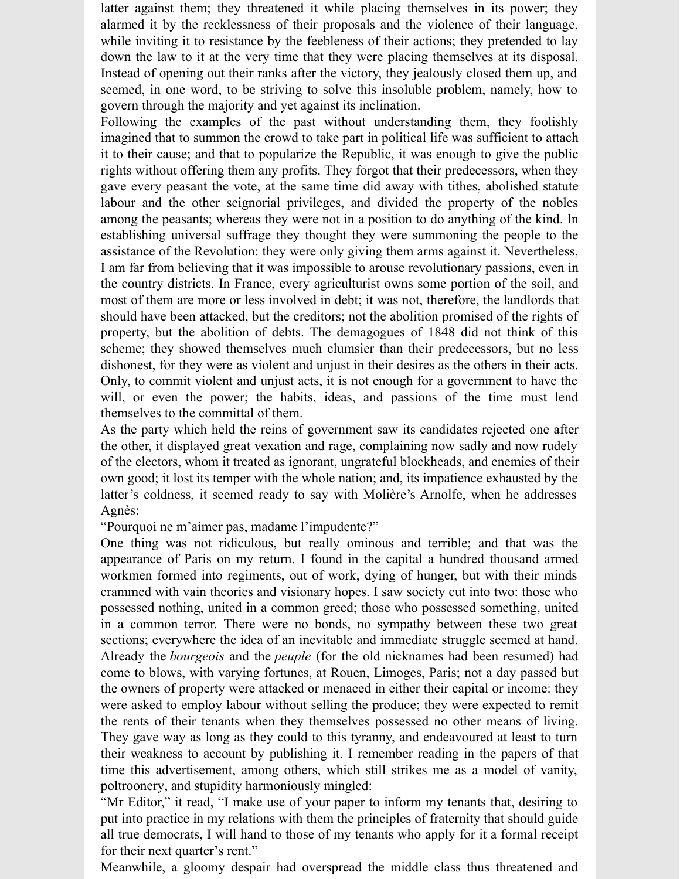latter against them; they threatened it while placing themselves in its power; they alarmed it by the recklessness of their proposals and the violence of their language, while inviting it to resistance by the feebleness of their actions; they pretended to lay down the law to it at the very time that they were placing themselves at its disposal. Instead of opening out their ranks after the victory, they jealously closed them up, and seemed, in one word, to be striving to solve this insoluble problem, namely, how to govern through the majority and yet against its inclination.

Following the examples of the past without understanding them, they foolishly imagined that to summon the crowd to take part in political life was sufficient to attach it to their cause; and that to popularize the Republic, it was enough to give the public rights without offering them any profits. They forgot that their predecessors, when they gave every peasant the vote, at the same time did away with tithes, abolished statute labour and the other seignorial privileges, and divided the property of the nobles among the peasants; whereas they were not in a position to do anything of the kind. In establishing universal suffrage they thought they were summoning the people to the assistance of the Revolution: they were only giving them arms against it. Nevertheless, I am far from believing that it was impossible to arouse revolutionary passions, even in the country districts. In France, every agriculturist owns some portion of the soil, and most of them are more or less involved in debt; it was not, therefore, the landlords that should have been attacked, but the creditors; not the abolition promised of the rights of property, but the abolition of debts. The demagogues of 1848 did not think of this scheme; they showed themselves much clumsier than their predecessors, but no less dishonest, for they were as violent and unjust in their desires as the others in their acts. Only, to commit violent and unjust acts, it is not enough for a government to have the will, or even the power; the habits, ideas, and passions of the time must lend themselves to the committal of them.

As the party which held the reins of government saw its candidates rejected one after the other, it displayed great vexation and rage, complaining now sadly and now rudely of the electors, whom it treated as ignorant, ungrateful blockheads, and enemies of their own good; it lost its temper with the whole nation; and, its impatience exhausted by the latter's coldness, it seemed ready to say with Molière's Arnolfe, when he addresses Agnès:

"Pourquoi ne m'aimer pas, madame l'impudente?"

One thing was not ridiculous, but really ominous and terrible; and that was the appearance of Paris on my return. I found in the capital a hundred thousand armed workmen formed into regiments, out of work, dying of hunger, but with their minds crammed with vain theories and visionary hopes. I saw society cut into two: those who possessed nothing, united in a common greed; those who possessed something, united in a common terror. There were no bonds, no sympathy between these two great sections; everywhere the idea of an inevitable and immediate struggle seemed at hand. Already the *bourgeois* and the *peuple* (for the old nicknames had been resumed) had come to blows, with varying fortunes, at Rouen, Limoges, Paris; not a day passed but the owners of property were attacked or menaced in either their capital or income: they were asked to employ labour without selling the produce; they were expected to remit the rents of their tenants when they themselves possessed no other means of living. They gave way as long as they could to this tyranny, and endeavoured at least to turn their weakness to account by publishing it. I remember reading in the papers of that time this advertisement, among others, which still strikes me as a model of vanity, poltroonery, and stupidity harmoniously mingled:

"Mr Editor," it read, "I make use of your paper to inform my tenants that, desiring to put into practice in my relations with them the principles of fraternity that should guide all true democrats, I will hand to those of my tenants who apply for it a formal receipt for their next quarter's rent."

Meanwhile, a gloomy despair had overspread the middle class thus threatened and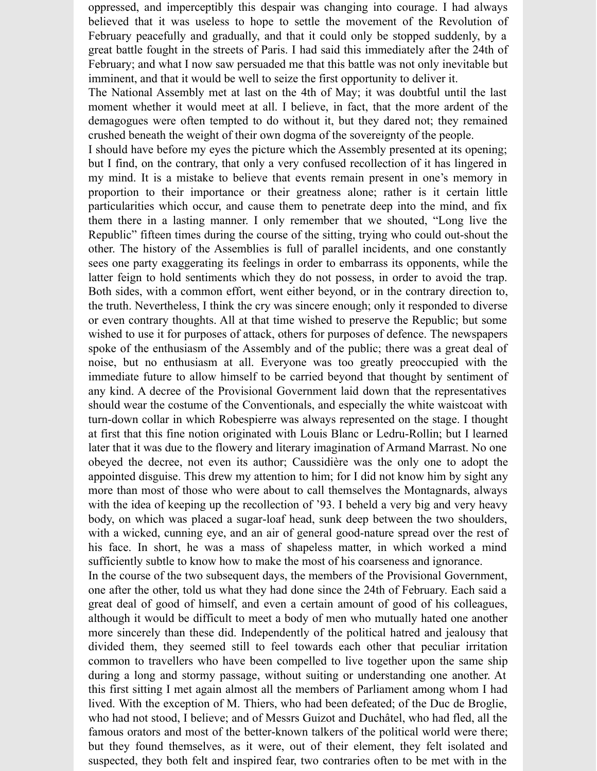oppressed, and imperceptibly this despair was changing into courage. I had always believed that it was useless to hope to settle the movement of the Revolution of February peacefully and gradually, and that it could only be stopped suddenly, by a great battle fought in the streets of Paris. I had said this immediately after the 24th of February; and what I now saw persuaded me that this battle was not only inevitable but imminent, and that it would be well to seize the first opportunity to deliver it.

The National Assembly met at last on the 4th of May; it was doubtful until the last moment whether it would meet at all. I believe, in fact, that the more ardent of the demagogues were often tempted to do without it, but they dared not; they remained crushed beneath the weight of their own dogma of the sovereignty of the people.

I should have before my eyes the picture which the Assembly presented at its opening; but I find, on the contrary, that only a very confused recollection of it has lingered in my mind. It is a mistake to believe that events remain present in one's memory in proportion to their importance or their greatness alone; rather is it certain little particularities which occur, and cause them to penetrate deep into the mind, and fix them there in a lasting manner. I only remember that we shouted, "Long live the Republic" fifteen times during the course of the sitting, trying who could out-shout the other. The history of the Assemblies is full of parallel incidents, and one constantly sees one party exaggerating its feelings in order to embarrass its opponents, while the latter feign to hold sentiments which they do not possess, in order to avoid the trap. Both sides, with a common effort, went either beyond, or in the contrary direction to, the truth. Nevertheless, I think the cry was sincere enough; only it responded to diverse or even contrary thoughts. All at that time wished to preserve the Republic; but some wished to use it for purposes of attack, others for purposes of defence. The newspapers spoke of the enthusiasm of the Assembly and of the public; there was a great deal of noise, but no enthusiasm at all. Everyone was too greatly preoccupied with the immediate future to allow himself to be carried beyond that thought by sentiment of any kind. A decree of the Provisional Government laid down that the representatives should wear the costume of the Conventionals, and especially the white waistcoat with turn-down collar in which Robespierre was always represented on the stage. I thought at first that this fine notion originated with Louis Blanc or Ledru-Rollin; but I learned later that it was due to the flowery and literary imagination of Armand Marrast. No one obeyed the decree, not even its author; Caussidière was the only one to adopt the appointed disguise. This drew my attention to him; for I did not know him by sight any more than most of those who were about to call themselves the Montagnards, always with the idea of keeping up the recollection of '93. I beheld a very big and very heavy body, on which was placed a sugar-loaf head, sunk deep between the two shoulders, with a wicked, cunning eye, and an air of general good-nature spread over the rest of his face. In short, he was a mass of shapeless matter, in which worked a mind sufficiently subtle to know how to make the most of his coarseness and ignorance.

In the course of the two subsequent days, the members of the Provisional Government, one after the other, told us what they had done since the 24th of February. Each said a great deal of good of himself, and even a certain amount of good of his colleagues, although it would be difficult to meet a body of men who mutually hated one another more sincerely than these did. Independently of the political hatred and jealousy that divided them, they seemed still to feel towards each other that peculiar irritation common to travellers who have been compelled to live together upon the same ship during a long and stormy passage, without suiting or understanding one another. At this first sitting I met again almost all the members of Parliament among whom I had lived. With the exception of M. Thiers, who had been defeated; of the Duc de Broglie, who had not stood, I believe; and of Messrs Guizot and Duchâtel, who had fled, all the famous orators and most of the better-known talkers of the political world were there; but they found themselves, as it were, out of their element, they felt isolated and suspected, they both felt and inspired fear, two contraries often to be met with in the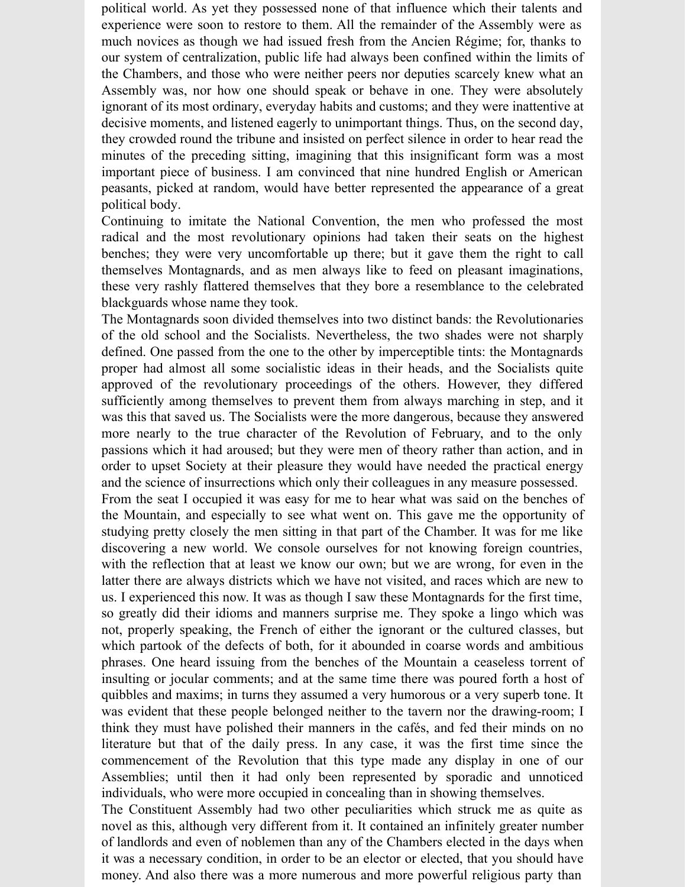political world. As yet they possessed none of that influence which their talents and experience were soon to restore to them. All the remainder of the Assembly were as much novices as though we had issued fresh from the Ancien Régime; for, thanks to our system of centralization, public life had always been confined within the limits of the Chambers, and those who were neither peers nor deputies scarcely knew what an Assembly was, nor how one should speak or behave in one. They were absolutely ignorant of its most ordinary, everyday habits and customs; and they were inattentive at decisive moments, and listened eagerly to unimportant things. Thus, on the second day, they crowded round the tribune and insisted on perfect silence in order to hear read the minutes of the preceding sitting, imagining that this insignificant form was a most important piece of business. I am convinced that nine hundred English or American peasants, picked at random, would have better represented the appearance of a great political body.

Continuing to imitate the National Convention, the men who professed the most radical and the most revolutionary opinions had taken their seats on the highest benches; they were very uncomfortable up there; but it gave them the right to call themselves Montagnards, and as men always like to feed on pleasant imaginations, these very rashly flattered themselves that they bore a resemblance to the celebrated blackguards whose name they took.

The Montagnards soon divided themselves into two distinct bands: the Revolutionaries of the old school and the Socialists. Nevertheless, the two shades were not sharply defined. One passed from the one to the other by imperceptible tints: the Montagnards proper had almost all some socialistic ideas in their heads, and the Socialists quite approved of the revolutionary proceedings of the others. However, they differed sufficiently among themselves to prevent them from always marching in step, and it was this that saved us. The Socialists were the more dangerous, because they answered more nearly to the true character of the Revolution of February, and to the only passions which it had aroused; but they were men of theory rather than action, and in order to upset Society at their pleasure they would have needed the practical energy and the science of insurrections which only their colleagues in any measure possessed.

From the seat I occupied it was easy for me to hear what was said on the benches of the Mountain, and especially to see what went on. This gave me the opportunity of studying pretty closely the men sitting in that part of the Chamber. It was for me like discovering a new world. We console ourselves for not knowing foreign countries, with the reflection that at least we know our own; but we are wrong, for even in the latter there are always districts which we have not visited, and races which are new to us. I experienced this now. It was as though I saw these Montagnards for the first time, so greatly did their idioms and manners surprise me. They spoke a lingo which was not, properly speaking, the French of either the ignorant or the cultured classes, but which partook of the defects of both, for it abounded in coarse words and ambitious phrases. One heard issuing from the benches of the Mountain a ceaseless torrent of insulting or jocular comments; and at the same time there was poured forth a host of quibbles and maxims; in turns they assumed a very humorous or a very superb tone. It was evident that these people belonged neither to the tavern nor the drawing-room; I think they must have polished their manners in the cafés, and fed their minds on no literature but that of the daily press. In any case, it was the first time since the commencement of the Revolution that this type made any display in one of our Assemblies; until then it had only been represented by sporadic and unnoticed individuals, who were more occupied in concealing than in showing themselves.

The Constituent Assembly had two other peculiarities which struck me as quite as novel as this, although very different from it. It contained an infinitely greater number of landlords and even of noblemen than any of the Chambers elected in the days when it was a necessary condition, in order to be an elector or elected, that you should have money. And also there was a more numerous and more powerful religious party than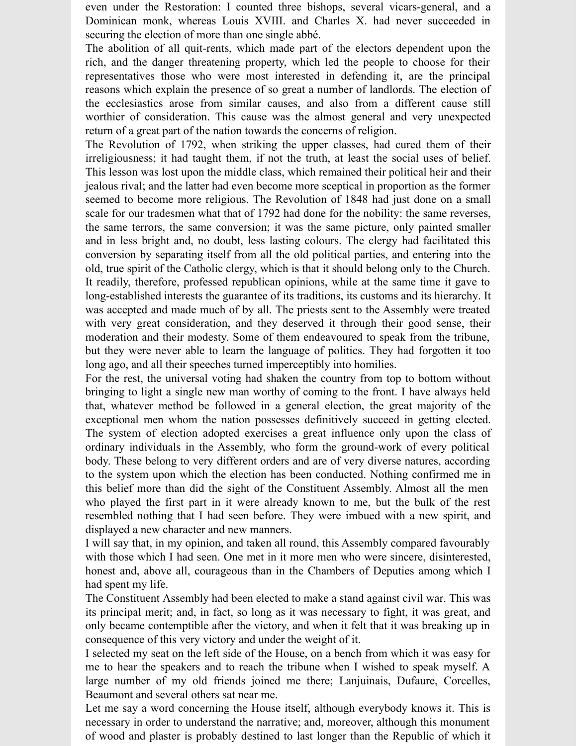even under the Restoration: I counted three bishops, several vicars-general, and a Dominican monk, whereas Louis XVIII. and Charles X. had never succeeded in securing the election of more than one single abbé.

The abolition of all quit-rents, which made part of the electors dependent upon the rich, and the danger threatening property, which led the people to choose for their representatives those who were most interested in defending it, are the principal reasons which explain the presence of so great a number of landlords. The election of the ecclesiastics arose from similar causes, and also from a different cause still worthier of consideration. This cause was the almost general and very unexpected return of a great part of the nation towards the concerns of religion.

The Revolution of 1792, when striking the upper classes, had cured them of their irreligiousness; it had taught them, if not the truth, at least the social uses of belief. This lesson was lost upon the middle class, which remained their political heir and their jealous rival; and the latter had even become more sceptical in proportion as the former seemed to become more religious. The Revolution of 1848 had just done on a small scale for our tradesmen what that of 1792 had done for the nobility: the same reverses, the same terrors, the same conversion; it was the same picture, only painted smaller and in less bright and, no doubt, less lasting colours. The clergy had facilitated this conversion by separating itself from all the old political parties, and entering into the old, true spirit of the Catholic clergy, which is that it should belong only to the Church. It readily, therefore, professed republican opinions, while at the same time it gave to long-established interests the guarantee of its traditions, its customs and its hierarchy. It was accepted and made much of by all. The priests sent to the Assembly were treated with very great consideration, and they deserved it through their good sense, their moderation and their modesty. Some of them endeavoured to speak from the tribune, but they were never able to learn the language of politics. They had forgotten it too long ago, and all their speeches turned imperceptibly into homilies.

For the rest, the universal voting had shaken the country from top to bottom without bringing to light a single new man worthy of coming to the front. I have always held that, whatever method be followed in a general election, the great majority of the exceptional men whom the nation possesses definitively succeed in getting elected. The system of election adopted exercises a great influence only upon the class of ordinary individuals in the Assembly, who form the ground-work of every political body. These belong to very different orders and are of very diverse natures, according to the system upon which the election has been conducted. Nothing confirmed me in this belief more than did the sight of the Constituent Assembly. Almost all the men who played the first part in it were already known to me, but the bulk of the rest resembled nothing that I had seen before. They were imbued with a new spirit, and displayed a new character and new manners.

I will say that, in my opinion, and taken all round, this Assembly compared favourably with those which I had seen. One met in it more men who were sincere, disinterested, honest and, above all, courageous than in the Chambers of Deputies among which I had spent my life.

The Constituent Assembly had been elected to make a stand against civil war. This was its principal merit; and, in fact, so long as it was necessary to fight, it was great, and only became contemptible after the victory, and when it felt that it was breaking up in consequence of this very victory and under the weight of it.

I selected my seat on the left side of the House, on a bench from which it was easy for me to hear the speakers and to reach the tribune when I wished to speak myself. A large number of my old friends joined me there; Lanjuinais, Dufaure, Corcelles, Beaumont and several others sat near me.

Let me say a word concerning the House itself, although everybody knows it. This is necessary in order to understand the narrative; and, moreover, although this monument of wood and plaster is probably destined to last longer than the Republic of which it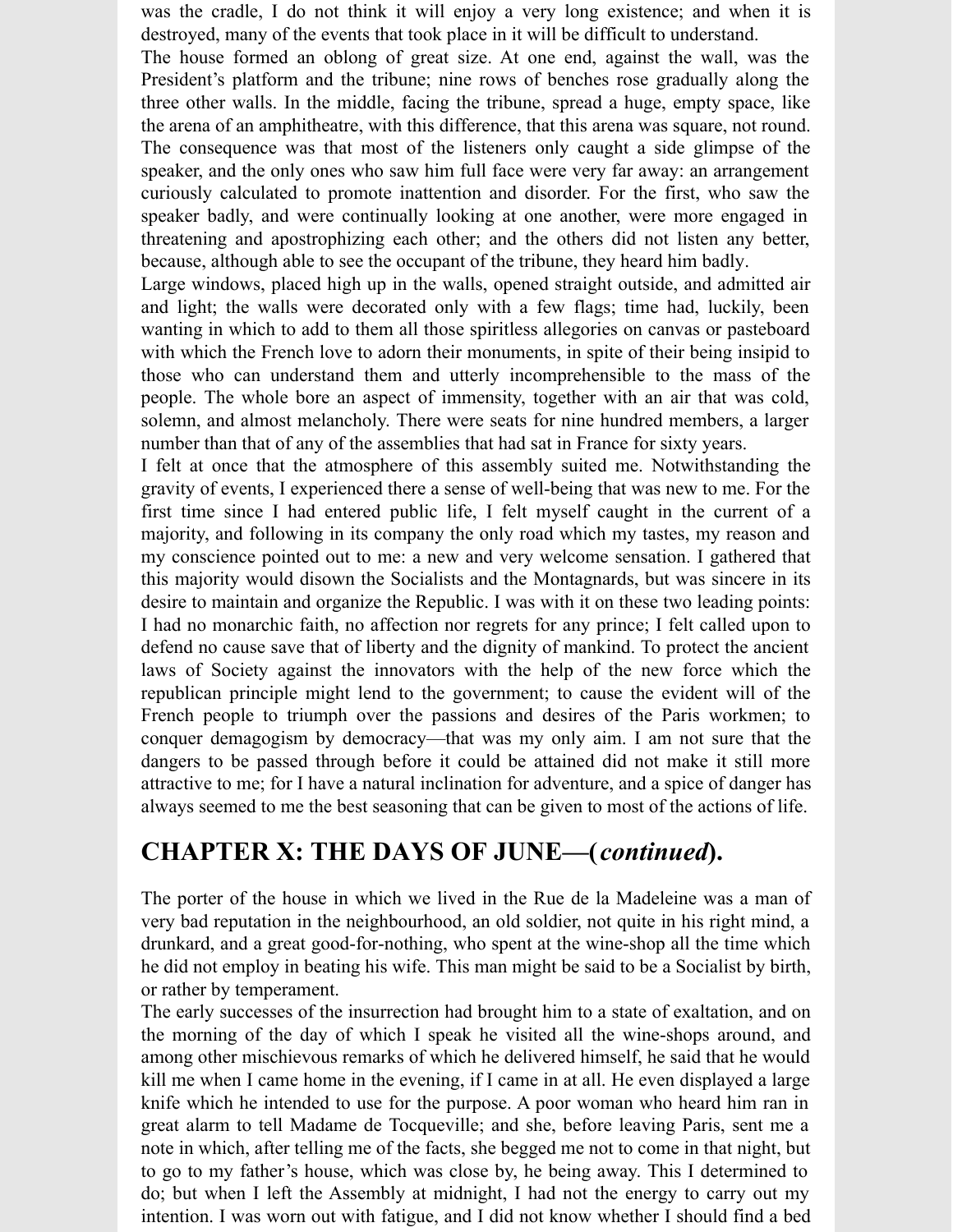was the cradle, I do not think it will enjoy a very long existence; and when it is destroyed, many of the events that took place in it will be difficult to understand.

The house formed an oblong of great size. At one end, against the wall, was the President's platform and the tribune; nine rows of benches rose gradually along the three other walls. In the middle, facing the tribune, spread a huge, empty space, like the arena of an amphitheatre, with this difference, that this arena was square, not round. The consequence was that most of the listeners only caught a side glimpse of the speaker, and the only ones who saw him full face were very far away: an arrangement curiously calculated to promote inattention and disorder. For the first, who saw the speaker badly, and were continually looking at one another, were more engaged in threatening and apostrophizing each other; and the others did not listen any better, because, although able to see the occupant of the tribune, they heard him badly.

Large windows, placed high up in the walls, opened straight outside, and admitted air and light; the walls were decorated only with a few flags; time had, luckily, been wanting in which to add to them all those spiritless allegories on canvas or pasteboard with which the French love to adorn their monuments, in spite of their being insipid to those who can understand them and utterly incomprehensible to the mass of the people. The whole bore an aspect of immensity, together with an air that was cold, solemn, and almost melancholy. There were seats for nine hundred members, a larger number than that of any of the assemblies that had sat in France for sixty years.

I felt at once that the atmosphere of this assembly suited me. Notwithstanding the gravity of events, I experienced there a sense of well-being that was new to me. For the first time since I had entered public life, I felt myself caught in the current of a majority, and following in its company the only road which my tastes, my reason and my conscience pointed out to me: a new and very welcome sensation. I gathered that this majority would disown the Socialists and the Montagnards, but was sincere in its desire to maintain and organize the Republic. I was with it on these two leading points: I had no monarchic faith, no affection nor regrets for any prince; I felt called upon to defend no cause save that of liberty and the dignity of mankind. To protect the ancient laws of Society against the innovators with the help of the new force which the republican principle might lend to the government; to cause the evident will of the French people to triumph over the passions and desires of the Paris workmen; to conquer demagogism by democracy—that was my only aim. I am not sure that the dangers to be passed through before it could be attained did not make it still more attractive to me; for I have a natural inclination for adventure, and a spice of danger has always seemed to me the best seasoning that can be given to most of the actions of life.

## CHAPTER X: THE DAYS OF JUNE—(*continued*).

The porter of the house in which we lived in the Rue de la Madeleine was a man of very bad reputation in the neighbourhood, an old soldier, not quite in his right mind, a drunkard, and a great good-for-nothing, who spent at the wine-shop all the time which he did not employ in beating his wife. This man might be said to be a Socialist by birth, or rather by temperament.

The early successes of the insurrection had brought him to a state of exaltation, and on the morning of the day of which I speak he visited all the wine-shops around, and among other mischievous remarks of which he delivered himself, he said that he would kill me when I came home in the evening, if I came in at all. He even displayed a large knife which he intended to use for the purpose. A poor woman who heard him ran in great alarm to tell Madame de Tocqueville; and she, before leaving Paris, sent me a note in which, after telling me of the facts, she begged me not to come in that night, but to go to my father's house, which was close by, he being away. This I determined to do; but when I left the Assembly at midnight, I had not the energy to carry out my intention. I was worn out with fatigue, and I did not know whether I should find a bed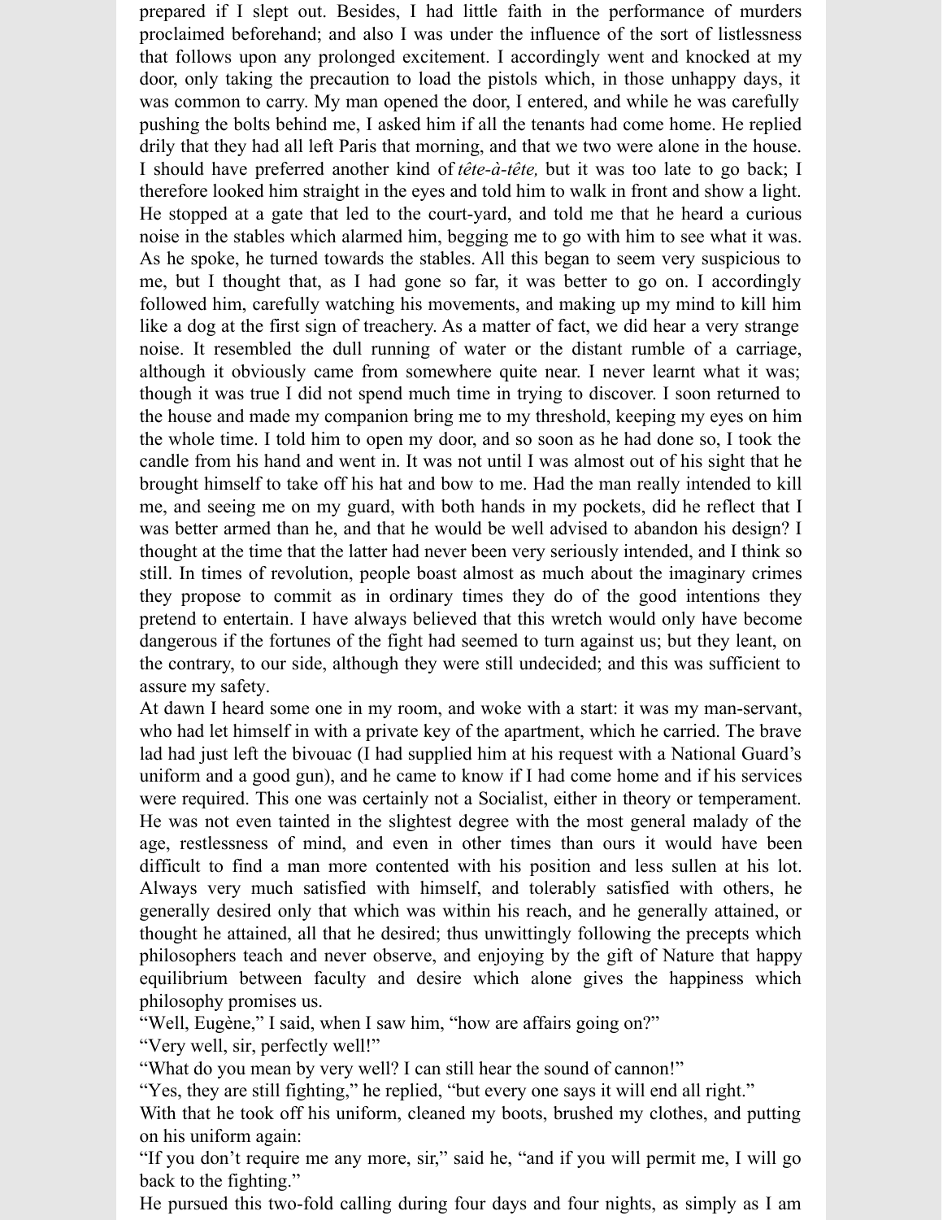prepared if I slept out. Besides, I had little faith in the performance of murders proclaimed beforehand; and also I was under the influence of the sort of listlessness that follows upon any prolonged excitement. I accordingly went and knocked at my door, only taking the precaution to load the pistols which, in those unhappy days, it was common to carry. My man opened the door, I entered, and while he was carefully pushing the bolts behind me, I asked him if all the tenants had come home. He replied drily that they had all left Paris that morning, and that we two were alone in the house. I should have preferred another kind of *tête-à-tête,* but it was too late to go back; I therefore looked him straight in the eyes and told him to walk in front and show a light. He stopped at a gate that led to the court-yard, and told me that he heard a curious noise in the stables which alarmed him, begging me to go with him to see what it was. As he spoke, he turned towards the stables. All this began to seem very suspicious to me, but I thought that, as I had gone so far, it was better to go on. I accordingly followed him, carefully watching his movements, and making up my mind to kill him like a dog at the first sign of treachery. As a matter of fact, we did hear a very strange noise. It resembled the dull running of water or the distant rumble of a carriage, although it obviously came from somewhere quite near. I never learnt what it was; though it was true I did not spend much time in trying to discover. I soon returned to the house and made my companion bring me to my threshold, keeping my eyes on him the whole time. I told him to open my door, and so soon as he had done so, I took the candle from his hand and went in. It was not until I was almost out of his sight that he brought himself to take off his hat and bow to me. Had the man really intended to kill me, and seeing me on my guard, with both hands in my pockets, did he reflect that I was better armed than he, and that he would be well advised to abandon his design? I thought at the time that the latter had never been very seriously intended, and I think so still. In times of revolution, people boast almost as much about the imaginary crimes they propose to commit as in ordinary times they do of the good intentions they pretend to entertain. I have always believed that this wretch would only have become dangerous if the fortunes of the fight had seemed to turn against us; but they leant, on the contrary, to our side, although they were still undecided; and this was sufficient to assure my safety.

At dawn I heard some one in my room, and woke with a start: it was my man-servant, who had let himself in with a private key of the apartment, which he carried. The brave lad had just left the bivouac (I had supplied him at his request with a National Guard's uniform and a good gun), and he came to know if I had come home and if his services were required. This one was certainly not a Socialist, either in theory or temperament. He was not even tainted in the slightest degree with the most general malady of the age, restlessness of mind, and even in other times than ours it would have been difficult to find a man more contented with his position and less sullen at his lot. Always very much satisfied with himself, and tolerably satisfied with others, he generally desired only that which was within his reach, and he generally attained, or thought he attained, all that he desired; thus unwittingly following the precepts which philosophers teach and never observe, and enjoying by the gift of Nature that happy equilibrium between faculty and desire which alone gives the happiness which philosophy promises us.

"Well, Eugène," I said, when I saw him, "how are affairs going on?"

"Very well, sir, perfectly well!"

"What do you mean by very well? I can still hear the sound of cannon!"

"Yes, they are still fighting," he replied, "but every one says it will end all right."

With that he took off his uniform, cleaned my boots, brushed my clothes, and putting on his uniform again:

"If you don't require me any more, sir," said he, "and if you will permit me, I will go back to the fighting."

He pursued this two-fold calling during four days and four nights, as simply as I am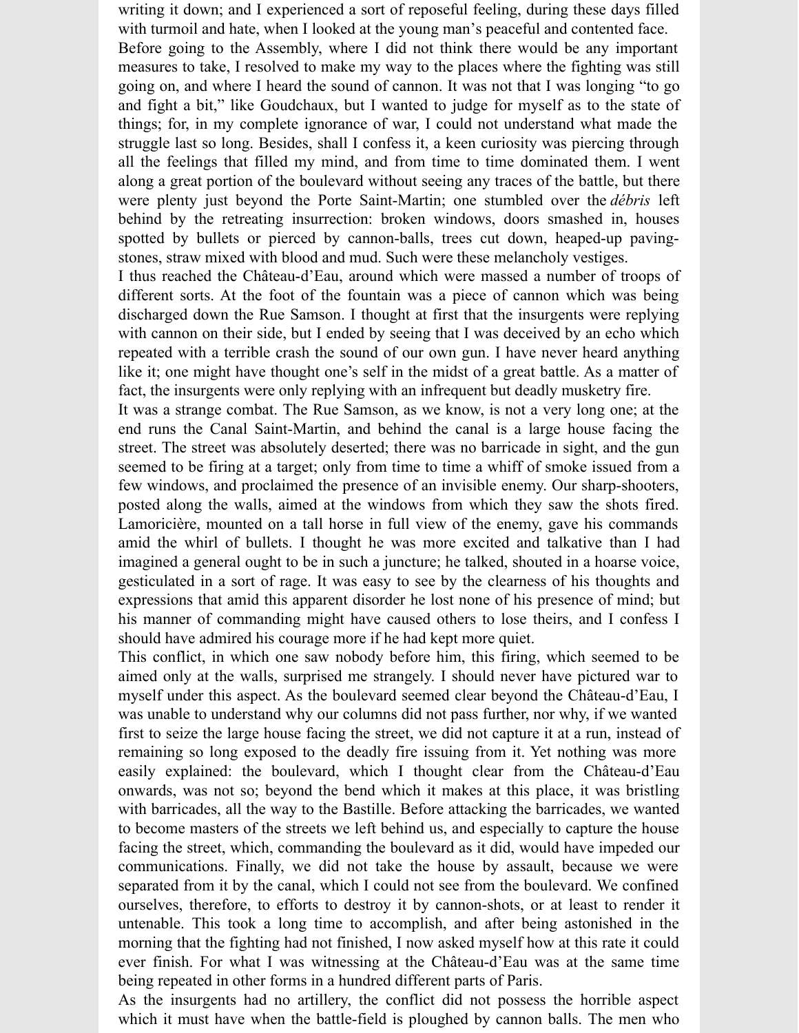writing it down; and I experienced a sort of reposeful feeling, during these days filled with turmoil and hate, when I looked at the young man's peaceful and contented face.

Before going to the Assembly, where I did not think there would be any important measures to take, I resolved to make my way to the places where the fighting was still going on, and where I heard the sound of cannon. It was not that I was longing "to go and fight a bit," like Goudchaux, but I wanted to judge for myself as to the state of things; for, in my complete ignorance of war, I could not understand what made the struggle last so long. Besides, shall I confess it, a keen curiosity was piercing through all the feelings that filled my mind, and from time to time dominated them. I went along a great portion of the boulevard without seeing any traces of the battle, but there were plenty just beyond the Porte Saint-Martin; one stumbled over the *débris* left behind by the retreating insurrection: broken windows, doors smashed in, houses spotted by bullets or pierced by cannon-balls, trees cut down, heaped-up paving-stones, straw mixed with blood and mud. Such were these melancholy vestiges.

I thus reached the Château-d'Eau, around which were massed a number of troops of different sorts. At the foot of the fountain was a piece of cannon which was being discharged down the Rue Samson. I thought at first that the insurgents were replying with cannon on their side, but I ended by seeing that I was deceived by an echo which repeated with a terrible crash the sound of our own gun. I have never heard anything like it; one might have thought one's self in the midst of a great battle. As a matter of fact, the insurgents were only replying with an infrequent but deadly musketry fire.

It was a strange combat. The Rue Samson, as we know, is not a very long one; at the end runs the Canal Saint-Martin, and behind the canal is a large house facing the street. The street was absolutely deserted; there was no barricade in sight, and the gun seemed to be firing at a target; only from time to time a whiff of smoke issued from a few windows, and proclaimed the presence of an invisible enemy. Our sharp-shooters, posted along the walls, aimed at the windows from which they saw the shots fired. Lamoricière, mounted on a tall horse in full view of the enemy, gave his commands amid the whirl of bullets. I thought he was more excited and talkative than I had imagined a general ought to be in such a juncture; he talked, shouted in a hoarse voice, gesticulated in a sort of rage. It was easy to see by the clearness of his thoughts and expressions that amid this apparent disorder he lost none of his presence of mind; but his manner of commanding might have caused others to lose theirs, and I confess I should have admired his courage more if he had kept more quiet.

This conflict, in which one saw nobody before him, this firing, which seemed to be aimed only at the walls, surprised me strangely. I should never have pictured war to myself under this aspect. As the boulevard seemed clear beyond the Château-d'Eau, I was unable to understand why our columns did not pass further, nor why, if we wanted first to seize the large house facing the street, we did not capture it at a run, instead of remaining so long exposed to the deadly fire issuing from it. Yet nothing was more easily explained: the boulevard, which I thought clear from the Château-d'Eau onwards, was not so; beyond the bend which it makes at this place, it was bristling with barricades, all the way to the Bastille. Before attacking the barricades, we wanted to become masters of the streets we left behind us, and especially to capture the house facing the street, which, commanding the boulevard as it did, would have impeded our communications. Finally, we did not take the house by assault, because we were separated from it by the canal, which I could not see from the boulevard. We confined ourselves, therefore, to efforts to destroy it by cannon-shots, or at least to render it untenable. This took a long time to accomplish, and after being astonished in the morning that the fighting had not finished, I now asked myself how at this rate it could ever finish. For what I was witnessing at the Château-d'Eau was at the same time being repeated in other forms in a hundred different parts of Paris.

As the insurgents had no artillery, the conflict did not possess the horrible aspect which it must have when the battle-field is ploughed by cannon balls. The men who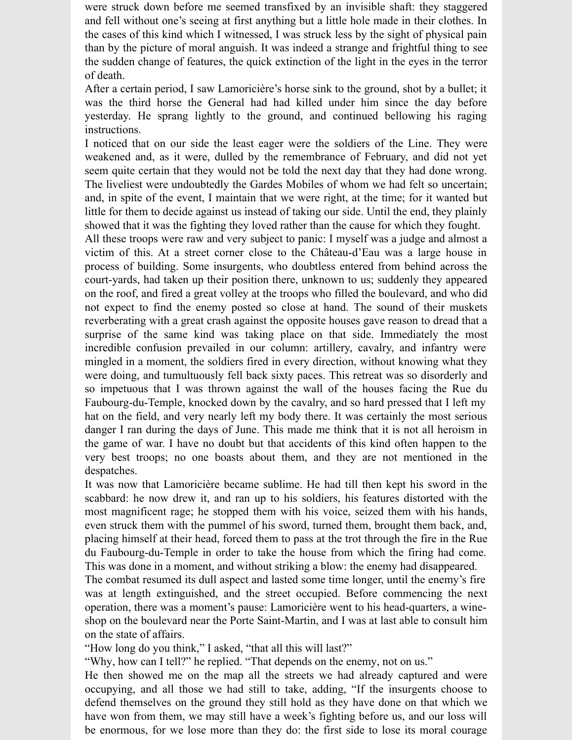were struck down before me seemed transfixed by an invisible shaft: they staggered and fell without one's seeing at first anything but a little hole made in their clothes. In the cases of this kind which I witnessed, I was struck less by the sight of physical pain than by the picture of moral anguish. It was indeed a strange and frightful thing to see the sudden change of features, the quick extinction of the light in the eyes in the terror of death.

After a certain period, I saw Lamoricière's horse sink to the ground, shot by a bullet; it was the third horse the General had had killed under him since the day before yesterday. He sprang lightly to the ground, and continued bellowing his raging instructions.

I noticed that on our side the least eager were the soldiers of the Line. They were weakened and, as it were, dulled by the remembrance of February, and did not yet seem quite certain that they would not be told the next day that they had done wrong. The liveliest were undoubtedly the Gardes Mobiles of whom we had felt so uncertain; and, in spite of the event, I maintain that we were right, at the time; for it wanted but little for them to decide against us instead of taking our side. Until the end, they plainly showed that it was the fighting they loved rather than the cause for which they fought.

All these troops were raw and very subject to panic: I myself was a judge and almost a victim of this. At a street corner close to the Château-d'Eau was a large house in process of building. Some insurgents, who doubtless entered from behind across the court-yards, had taken up their position there, unknown to us; suddenly they appeared on the roof, and fired a great volley at the troops who filled the boulevard, and who did not expect to find the enemy posted so close at hand. The sound of their muskets reverberating with a great crash against the opposite houses gave reason to dread that a surprise of the same kind was taking place on that side. Immediately the most incredible confusion prevailed in our column: artillery, cavalry, and infantry were mingled in a moment, the soldiers fired in every direction, without knowing what they were doing, and tumultuously fell back sixty paces. This retreat was so disorderly and so impetuous that I was thrown against the wall of the houses facing the Rue du Faubourg-du-Temple, knocked down by the cavalry, and so hard pressed that I left my hat on the field, and very nearly left my body there. It was certainly the most serious danger I ran during the days of June. This made me think that it is not all heroism in the game of war. I have no doubt but that accidents of this kind often happen to the very best troops; no one boasts about them, and they are not mentioned in the despatches.

It was now that Lamoricière became sublime. He had till then kept his sword in the scabbard: he now drew it, and ran up to his soldiers, his features distorted with the most magnificent rage; he stopped them with his voice, seized them with his hands, even struck them with the pummel of his sword, turned them, brought them back, and, placing himself at their head, forced them to pass at the trot through the fire in the Rue du Faubourg-du-Temple in order to take the house from which the firing had come. This was done in a moment, and without striking a blow: the enemy had disappeared.

The combat resumed its dull aspect and lasted some time longer, until the enemy's fire was at length extinguished, and the street occupied. Before commencing the next operation, there was a moment's pause: Lamoricière went to his head-quarters, a wine-shop on the boulevard near the Porte Saint-Martin, and I was at last able to consult him on the state of affairs.

"How long do you think," I asked, "that all this will last?"

"Why, how can I tell?" he replied. "That depends on the enemy, not on us."

He then showed me on the map all the streets we had already captured and were occupying, and all those we had still to take, adding, "If the insurgents choose to defend themselves on the ground they still hold as they have done on that which we have won from them, we may still have a week's fighting before us, and our loss will be enormous, for we lose more than they do: the first side to lose its moral courage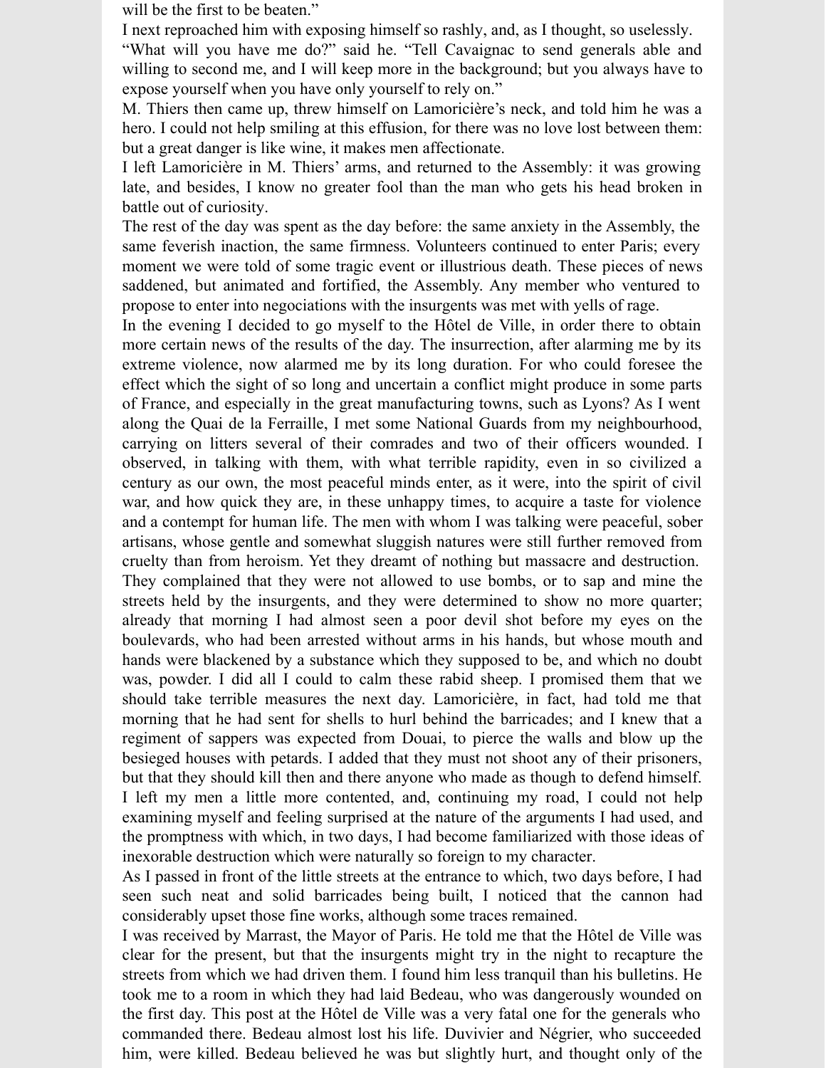will be the first to be beaten."

I next reproached him with exposing himself so rashly, and, as I thought, so uselessly.

"What will you have me do?" said he. "Tell Cavaignac to send generals able and willing to second me, and I will keep more in the background; but you always have to expose yourself when you have only yourself to rely on."

M. Thiers then came up, threw himself on Lamoricière's neck, and told him he was a hero. I could not help smiling at this effusion, for there was no love lost between them: but a great danger is like wine, it makes men affectionate.

I left Lamoricière in M. Thiers' arms, and returned to the Assembly: it was growing late, and besides, I know no greater fool than the man who gets his head broken in battle out of curiosity.

The rest of the day was spent as the day before: the same anxiety in the Assembly, the same feverish inaction, the same firmness. Volunteers continued to enter Paris; every moment we were told of some tragic event or illustrious death. These pieces of news saddened, but animated and fortified, the Assembly. Any member who ventured to propose to enter into negociations with the insurgents was met with yells of rage.

In the evening I decided to go myself to the Hôtel de Ville, in order there to obtain more certain news of the results of the day. The insurrection, after alarming me by its extreme violence, now alarmed me by its long duration. For who could foresee the effect which the sight of so long and uncertain a conflict might produce in some parts of France, and especially in the great manufacturing towns, such as Lyons? As I went along the Quai de la Ferraille, I met some National Guards from my neighbourhood, carrying on litters several of their comrades and two of their officers wounded. I observed, in talking with them, with what terrible rapidity, even in so civilized a century as our own, the most peaceful minds enter, as it were, into the spirit of civil war, and how quick they are, in these unhappy times, to acquire a taste for violence and a contempt for human life. The men with whom I was talking were peaceful, sober artisans, whose gentle and somewhat sluggish natures were still further removed from cruelty than from heroism. Yet they dreamt of nothing but massacre and destruction. They complained that they were not allowed to use bombs, or to sap and mine the streets held by the insurgents, and they were determined to show no more quarter; already that morning I had almost seen a poor devil shot before my eyes on the boulevards, who had been arrested without arms in his hands, but whose mouth and hands were blackened by a substance which they supposed to be, and which no doubt was, powder. I did all I could to calm these rabid sheep. I promised them that we should take terrible measures the next day. Lamoricière, in fact, had told me that morning that he had sent for shells to hurl behind the barricades; and I knew that a regiment of sappers was expected from Douai, to pierce the walls and blow up the besieged houses with petards. I added that they must not shoot any of their prisoners, but that they should kill then and there anyone who made as though to defend himself. I left my men a little more contented, and, continuing my road, I could not help examining myself and feeling surprised at the nature of the arguments I had used, and the promptness with which, in two days, I had become familiarized with those ideas of inexorable destruction which were naturally so foreign to my character.

As I passed in front of the little streets at the entrance to which, two days before, I had seen such neat and solid barricades being built, I noticed that the cannon had considerably upset those fine works, although some traces remained.

I was received by Marrast, the Mayor of Paris. He told me that the Hôtel de Ville was clear for the present, but that the insurgents might try in the night to recapture the streets from which we had driven them. I found him less tranquil than his bulletins. He took me to a room in which they had laid Bedeau, who was dangerously wounded on the first day. This post at the Hôtel de Ville was a very fatal one for the generals who commanded there. Bedeau almost lost his life. Duvivier and Négrier, who succeeded him, were killed. Bedeau believed he was but slightly hurt, and thought only of the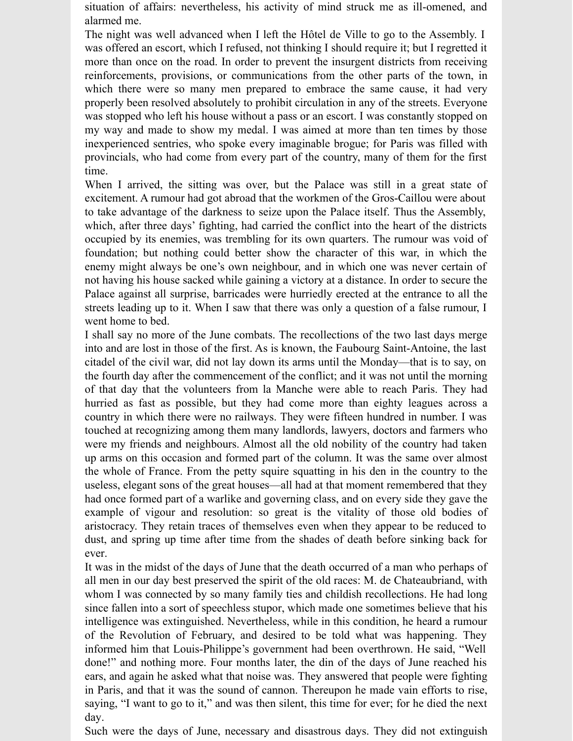situation of affairs: nevertheless, his activity of mind struck me as ill-omened, and alarmed me.

The night was well advanced when I left the Hôtel de Ville to go to the Assembly. I was offered an escort, which I refused, not thinking I should require it; but I regretted it more than once on the road. In order to prevent the insurgent districts from receiving reinforcements, provisions, or communications from the other parts of the town, in which there were so many men prepared to embrace the same cause, it had very properly been resolved absolutely to prohibit circulation in any of the streets. Everyone was stopped who left his house without a pass or an escort. I was constantly stopped on my way and made to show my medal. I was aimed at more than ten times by those inexperienced sentries, who spoke every imaginable brogue; for Paris was filled with provincials, who had come from every part of the country, many of them for the first time.

When I arrived, the sitting was over, but the Palace was still in a great state of excitement. A rumour had got abroad that the workmen of the Gros-Caillou were about to take advantage of the darkness to seize upon the Palace itself. Thus the Assembly, which, after three days' fighting, had carried the conflict into the heart of the districts occupied by its enemies, was trembling for its own quarters. The rumour was void of foundation; but nothing could better show the character of this war, in which the enemy might always be one's own neighbour, and in which one was never certain of not having his house sacked while gaining a victory at a distance. In order to secure the Palace against all surprise, barricades were hurriedly erected at the entrance to all the streets leading up to it. When I saw that there was only a question of a false rumour, I went home to bed.

I shall say no more of the June combats. The recollections of the two last days merge into and are lost in those of the first. As is known, the Faubourg Saint-Antoine, the last citadel of the civil war, did not lay down its arms until the Monday—that is to say, on the fourth day after the commencement of the conflict; and it was not until the morning of that day that the volunteers from la Manche were able to reach Paris. They had hurried as fast as possible, but they had come more than eighty leagues across a country in which there were no railways. They were fifteen hundred in number. I was touched at recognizing among them many landlords, lawyers, doctors and farmers who were my friends and neighbours. Almost all the old nobility of the country had taken up arms on this occasion and formed part of the column. It was the same over almost the whole of France. From the petty squire squatting in his den in the country to the useless, elegant sons of the great houses—all had at that moment remembered that they had once formed part of a warlike and governing class, and on every side they gave the example of vigour and resolution: so great is the vitality of those old bodies of aristocracy. They retain traces of themselves even when they appear to be reduced to dust, and spring up time after time from the shades of death before sinking back for ever.

It was in the midst of the days of June that the death occurred of a man who perhaps of all men in our day best preserved the spirit of the old races: M. de Chateaubriand, with whom I was connected by so many family ties and childish recollections. He had long since fallen into a sort of speechless stupor, which made one sometimes believe that his intelligence was extinguished. Nevertheless, while in this condition, he heard a rumour of the Revolution of February, and desired to be told what was happening. They informed him that Louis-Philippe's government had been overthrown. He said, "Well done!" and nothing more. Four months later, the din of the days of June reached his ears, and again he asked what that noise was. They answered that people were fighting in Paris, and that it was the sound of cannon. Thereupon he made vain efforts to rise, saying, "I want to go to it," and was then silent, this time for ever; for he died the next day.

Such were the days of June, necessary and disastrous days. They did not extinguish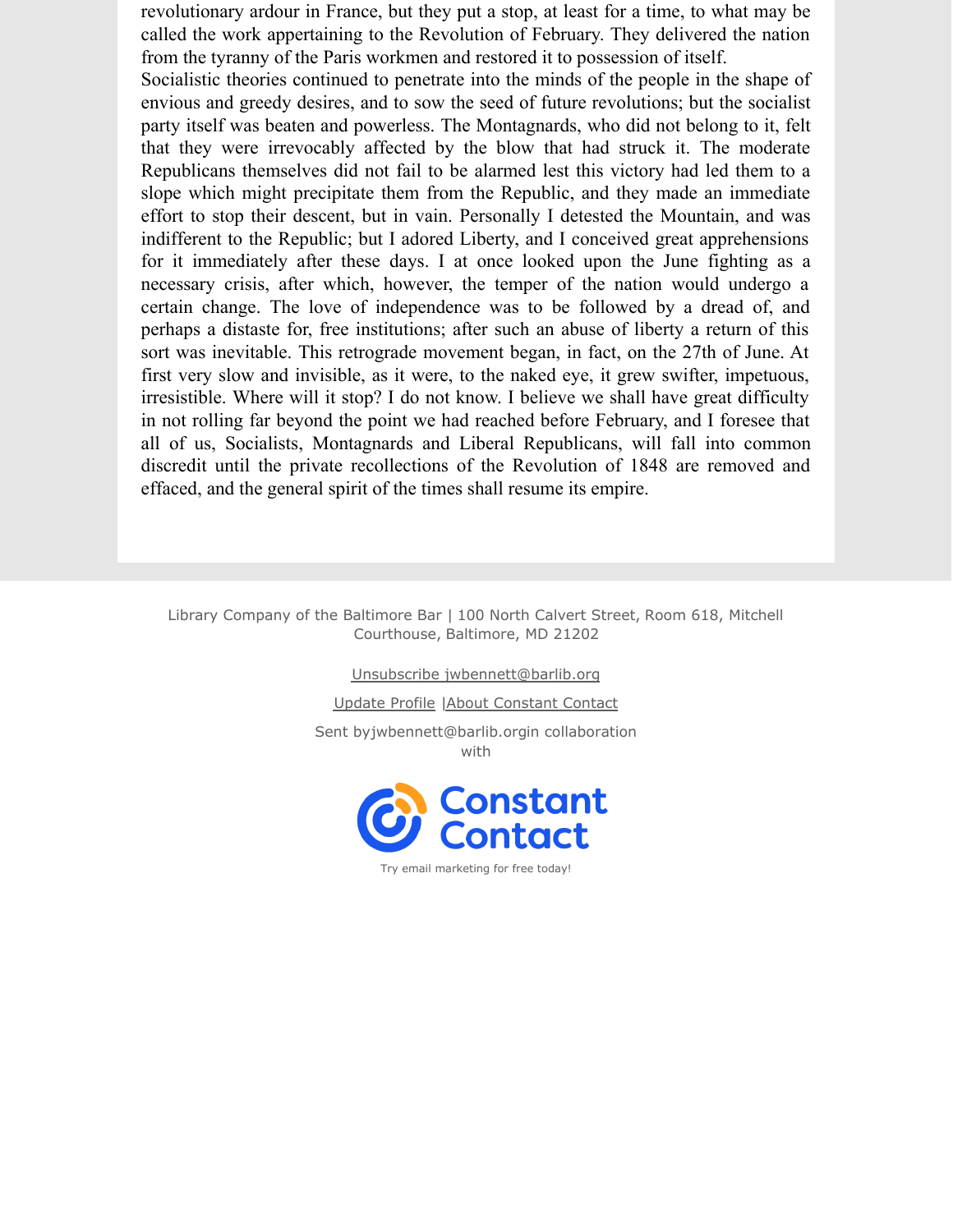revolutionary ardour in France, but they put a stop, at least for a time, to what may be called the work appertaining to the Revolution of February. They delivered the nation from the tyranny of the Paris workmen and restored it to possession of itself.

Socialistic theories continued to penetrate into the minds of the people in the shape of envious and greedy desires, and to sow the seed of future revolutions; but the socialist party itself was beaten and powerless. The Montagnards, who did not belong to it, felt that they were irrevocably affected by the blow that had struck it. The moderate Republicans themselves did not fail to be alarmed lest this victory had led them to a slope which might precipitate them from the Republic, and they made an immediate effort to stop their descent, but in vain. Personally I detested the Mountain, and was indifferent to the Republic; but I adored Liberty, and I conceived great apprehensions for it immediately after these days. I at once looked upon the June fighting as a necessary crisis, after which, however, the temper of the nation would undergo a certain change. The love of independence was to be followed by a dread of, and perhaps a distaste for, free institutions; after such an abuse of liberty a return of this sort was inevitable. This retrograde movement began, in fact, on the 27th of June. At first very slow and invisible, as it were, to the naked eye, it grew swifter, impetuous, irresistible. Where will it stop? I do not know. I believe we shall have great difficulty in not rolling far beyond the point we had reached before February, and I foresee that all of us, Socialists, Montagnards and Liberal Republicans, will fall into common discredit until the private recollections of the Revolution of 1848 are removed and effaced, and the general spirit of the times shall resume its empire.

Library Company of the Baltimore Bar | 100 North Calvert Street, Room 618, Mitchell Courthouse, Baltimore, MD 21202

Unsubscribe jwbennett@barlib.org

Update Profile |About Constant Contact

Sent byjwbennett@barlib.orgin collaboration with

Constant Contact

Try email marketing for free today!